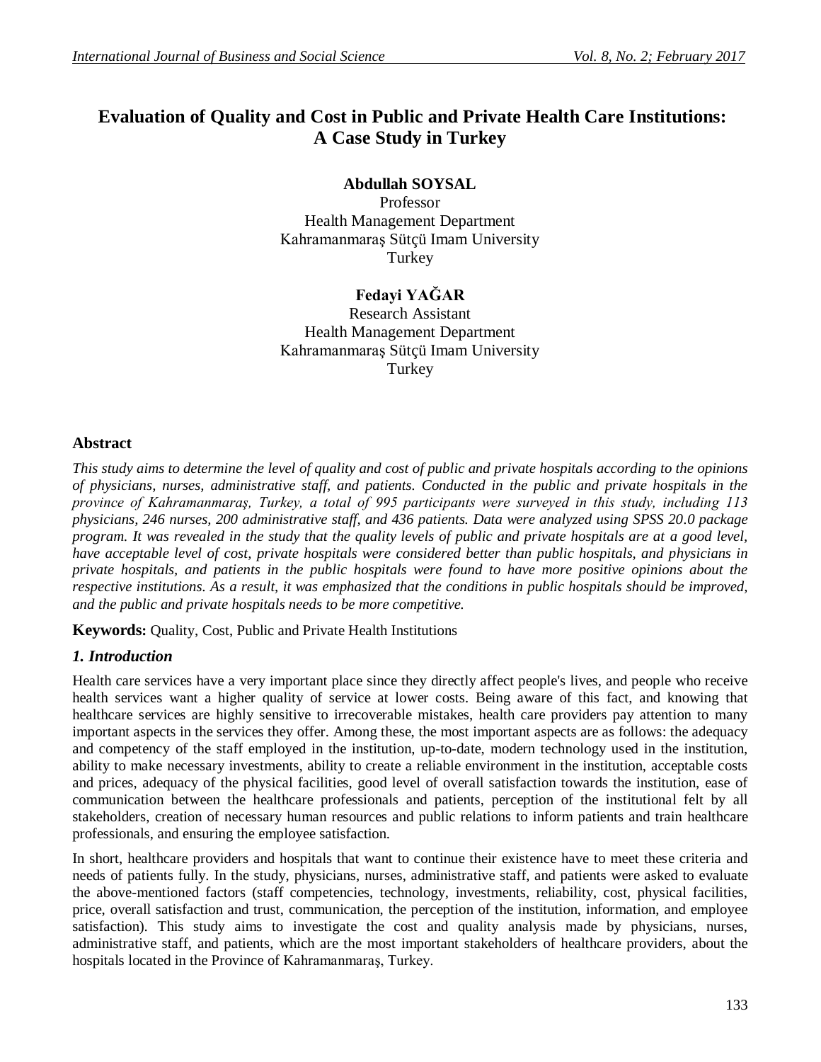# Evaluation of Quality and Cost in Public and Private Health Care Institutions: A Case Study in Turkey

**Abdullah SOYSAL**
Professor
Health Management Department
Kahramanmaraş Sütçü Imam University
Turkey

**Fedayi YAĞAR**
Research Assistant
Health Management Department
Kahramanmaraş Sütçü Imam University
Turkey

## Abstract

*This study aims to determine the level of quality and cost of public and private hospitals according to the opinions of physicians, nurses, administrative staff, and patients. Conducted in the public and private hospitals in the province of Kahramanmaraş, Turkey, a total of 995 participants were surveyed in this study, including 113 physicians, 246 nurses, 200 administrative staff, and 436 patients. Data were analyzed using SPSS 20.0 package program. It was revealed in the study that the quality levels of public and private hospitals are at a good level, have acceptable level of cost, private hospitals were considered better than public hospitals, and physicians in private hospitals, and patients in the public hospitals were found to have more positive opinions about the respective institutions. As a result, it was emphasized that the conditions in public hospitals should be improved, and the public and private hospitals needs to be more competitive.*

**Keywords:** Quality, Cost, Public and Private Health Institutions

## *1. Introduction*

Health care services have a very important place since they directly affect people's lives, and people who receive health services want a higher quality of service at lower costs. Being aware of this fact, and knowing that healthcare services are highly sensitive to irrecoverable mistakes, health care providers pay attention to many important aspects in the services they offer. Among these, the most important aspects are as follows: the adequacy and competency of the staff employed in the institution, up-to-date, modern technology used in the institution, ability to make necessary investments, ability to create a reliable environment in the institution, acceptable costs and prices, adequacy of the physical facilities, good level of overall satisfaction towards the institution, ease of communication between the healthcare professionals and patients, perception of the institutional felt by all stakeholders, creation of necessary human resources and public relations to inform patients and train healthcare professionals, and ensuring the employee satisfaction.

In short, healthcare providers and hospitals that want to continue their existence have to meet these criteria and needs of patients fully. In the study, physicians, nurses, administrative staff, and patients were asked to evaluate the above-mentioned factors (staff competencies, technology, investments, reliability, cost, physical facilities, price, overall satisfaction and trust, communication, the perception of the institution, information, and employee satisfaction). This study aims to investigate the cost and quality analysis made by physicians, nurses, administrative staff, and patients, which are the most important stakeholders of healthcare providers, about the hospitals located in the Province of Kahramanmaraş, Turkey.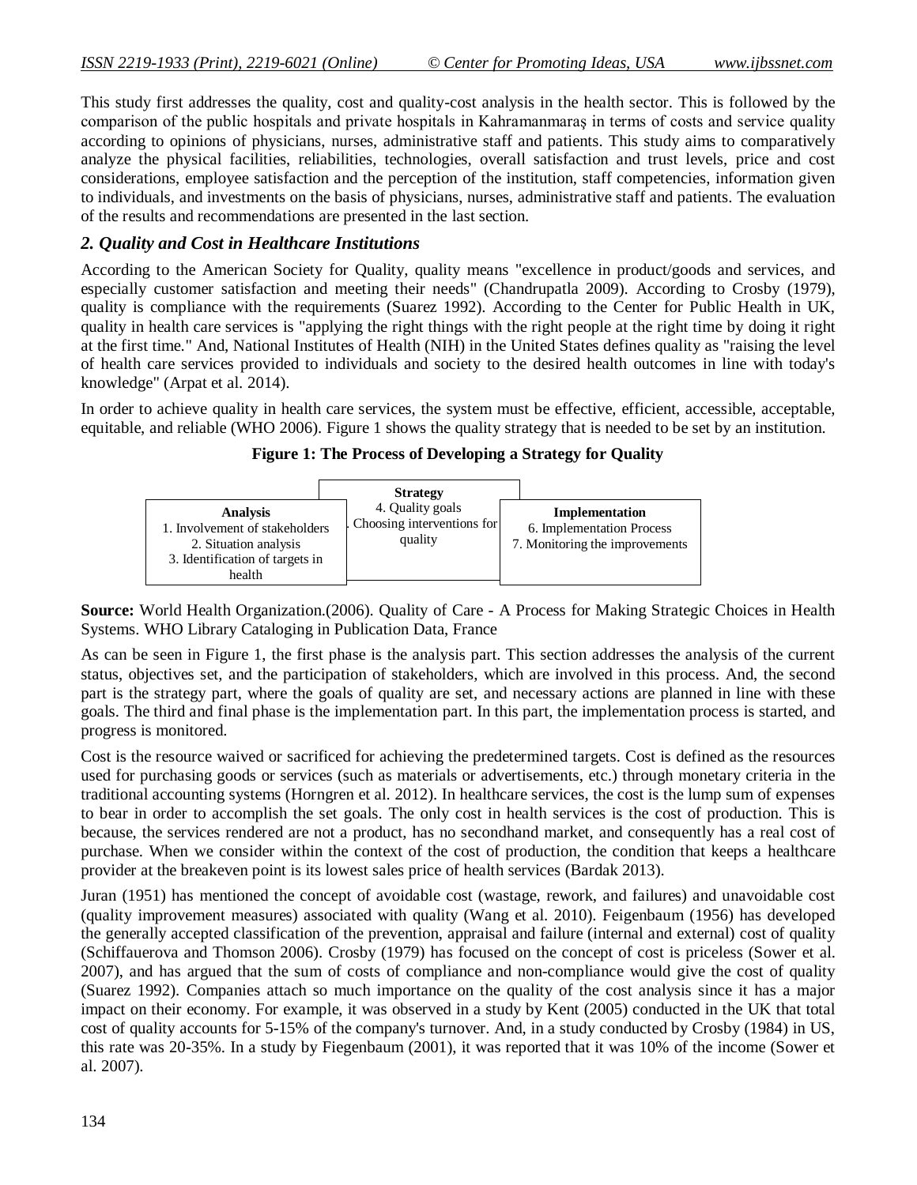This study first addresses the quality, cost and quality-cost analysis in the health sector. This is followed by the comparison of the public hospitals and private hospitals in Kahramanmaraş in terms of costs and service quality according to opinions of physicians, nurses, administrative staff and patients. This study aims to comparatively analyze the physical facilities, reliabilities, technologies, overall satisfaction and trust levels, price and cost considerations, employee satisfaction and the perception of the institution, staff competencies, information given to individuals, and investments on the basis of physicians, nurses, administrative staff and patients. The evaluation of the results and recommendations are presented in the last section.

## *2. Quality and Cost in Healthcare Institutions*

According to the American Society for Quality, quality means "excellence in product/goods and services, and especially customer satisfaction and meeting their needs" (Chandrupatla 2009). According to Crosby (1979), quality is compliance with the requirements (Suarez 1992). According to the Center for Public Health in UK, quality in health care services is "applying the right things with the right people at the right time by doing it right at the first time." And, National Institutes of Health (NIH) in the United States defines quality as "raising the level of health care services provided to individuals and society to the desired health outcomes in line with today's knowledge" (Arpat et al. 2014).

In order to achieve quality in health care services, the system must be effective, efficient, accessible, acceptable, equitable, and reliable (WHO 2006). Figure 1 shows the quality strategy that is needed to be set by an institution.

**Figure 1: The Process of Developing a Strategy for Quality**

**Analysis**
1. Involvement of stakeholders
2. Situation analysis
3. Identification of targets in health

**Strategy**
4. Quality goals
. Choosing interventions for quality

**Implementation**
6. Implementation Process
7. Monitoring the improvements

**Source:** World Health Organization.(2006). Quality of Care - A Process for Making Strategic Choices in Health Systems. WHO Library Cataloging in Publication Data, France

As can be seen in Figure 1, the first phase is the analysis part. This section addresses the analysis of the current status, objectives set, and the participation of stakeholders, which are involved in this process. And, the second part is the strategy part, where the goals of quality are set, and necessary actions are planned in line with these goals. The third and final phase is the implementation part. In this part, the implementation process is started, and progress is monitored.

Cost is the resource waived or sacrificed for achieving the predetermined targets. Cost is defined as the resources used for purchasing goods or services (such as materials or advertisements, etc.) through monetary criteria in the traditional accounting systems (Horngren et al. 2012). In healthcare services, the cost is the lump sum of expenses to bear in order to accomplish the set goals. The only cost in health services is the cost of production. This is because, the services rendered are not a product, has no secondhand market, and consequently has a real cost of purchase. When we consider within the context of the cost of production, the condition that keeps a healthcare provider at the breakeven point is its lowest sales price of health services (Bardak 2013).

Juran (1951) has mentioned the concept of avoidable cost (wastage, rework, and failures) and unavoidable cost (quality improvement measures) associated with quality (Wang et al. 2010). Feigenbaum (1956) has developed the generally accepted classification of the prevention, appraisal and failure (internal and external) cost of quality (Schiffauerova and Thomson 2006). Crosby (1979) has focused on the concept of cost is priceless (Sower et al. 2007), and has argued that the sum of costs of compliance and non-compliance would give the cost of quality (Suarez 1992). Companies attach so much importance on the quality of the cost analysis since it has a major impact on their economy. For example, it was observed in a study by Kent (2005) conducted in the UK that total cost of quality accounts for 5-15% of the company's turnover. And, in a study conducted by Crosby (1984) in US, this rate was 20-35%. In a study by Fiegenbaum (2001), it was reported that it was 10% of the income (Sower et al. 2007).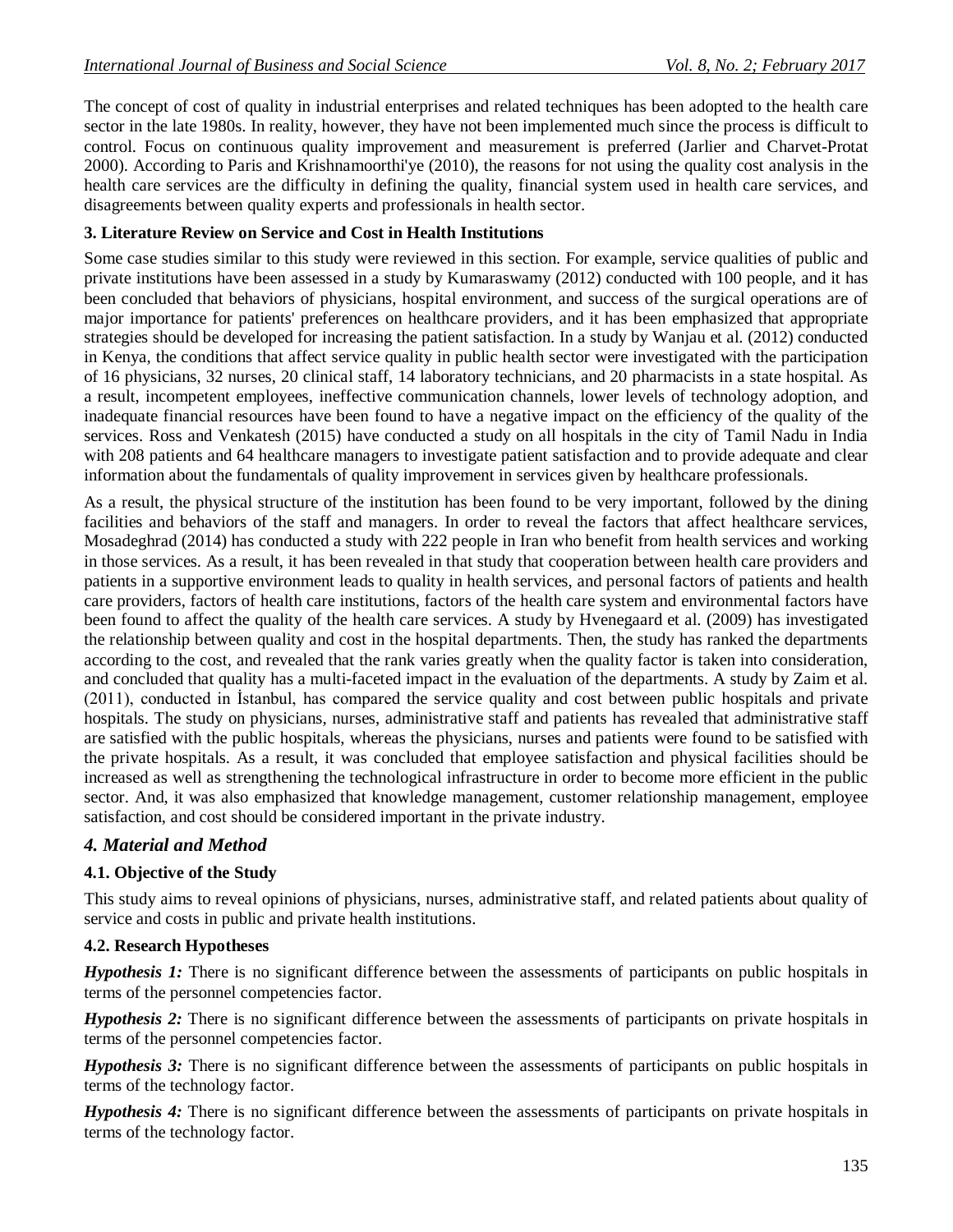The concept of cost of quality in industrial enterprises and related techniques has been adopted to the health care sector in the late 1980s. In reality, however, they have not been implemented much since the process is difficult to control. Focus on continuous quality improvement and measurement is preferred (Jarlier and Charvet-Protat 2000). According to Paris and Krishnamoorthi'ye (2010), the reasons for not using the quality cost analysis in the health care services are the difficulty in defining the quality, financial system used in health care services, and disagreements between quality experts and professionals in health sector.

### 3. Literature Review on Service and Cost in Health Institutions

Some case studies similar to this study were reviewed in this section. For example, service qualities of public and private institutions have been assessed in a study by Kumaraswamy (2012) conducted with 100 people, and it has been concluded that behaviors of physicians, hospital environment, and success of the surgical operations are of major importance for patients' preferences on healthcare providers, and it has been emphasized that appropriate strategies should be developed for increasing the patient satisfaction. In a study by Wanjau et al. (2012) conducted in Kenya, the conditions that affect service quality in public health sector were investigated with the participation of 16 physicians, 32 nurses, 20 clinical staff, 14 laboratory technicians, and 20 pharmacists in a state hospital. As a result, incompetent employees, ineffective communication channels, lower levels of technology adoption, and inadequate financial resources have been found to have a negative impact on the efficiency of the quality of the services. Ross and Venkatesh (2015) have conducted a study on all hospitals in the city of Tamil Nadu in India with 208 patients and 64 healthcare managers to investigate patient satisfaction and to provide adequate and clear information about the fundamentals of quality improvement in services given by healthcare professionals.

As a result, the physical structure of the institution has been found to be very important, followed by the dining facilities and behaviors of the staff and managers. In order to reveal the factors that affect healthcare services, Mosadeghrad (2014) has conducted a study with 222 people in Iran who benefit from health services and working in those services. As a result, it has been revealed in that study that cooperation between health care providers and patients in a supportive environment leads to quality in health services, and personal factors of patients and health care providers, factors of health care institutions, factors of the health care system and environmental factors have been found to affect the quality of the health care services. A study by Hvenegaard et al. (2009) has investigated the relationship between quality and cost in the hospital departments. Then, the study has ranked the departments according to the cost, and revealed that the rank varies greatly when the quality factor is taken into consideration, and concluded that quality has a multi-faceted impact in the evaluation of the departments. A study by Zaim et al. (2011), conducted in İstanbul, has compared the service quality and cost between public hospitals and private hospitals. The study on physicians, nurses, administrative staff and patients has revealed that administrative staff are satisfied with the public hospitals, whereas the physicians, nurses and patients were found to be satisfied with the private hospitals. As a result, it was concluded that employee satisfaction and physical facilities should be increased as well as strengthening the technological infrastructure in order to become more efficient in the public sector. And, it was also emphasized that knowledge management, customer relationship management, employee satisfaction, and cost should be considered important in the private industry.

## *4. Material and Method*

### 4.1. Objective of the Study

This study aims to reveal opinions of physicians, nurses, administrative staff, and related patients about quality of service and costs in public and private health institutions.

### 4.2. Research Hypotheses

***Hypothesis 1:*** There is no significant difference between the assessments of participants on public hospitals in terms of the personnel competencies factor.

***Hypothesis 2:*** There is no significant difference between the assessments of participants on private hospitals in terms of the personnel competencies factor.

***Hypothesis 3:*** There is no significant difference between the assessments of participants on public hospitals in terms of the technology factor.

***Hypothesis 4:*** There is no significant difference between the assessments of participants on private hospitals in terms of the technology factor.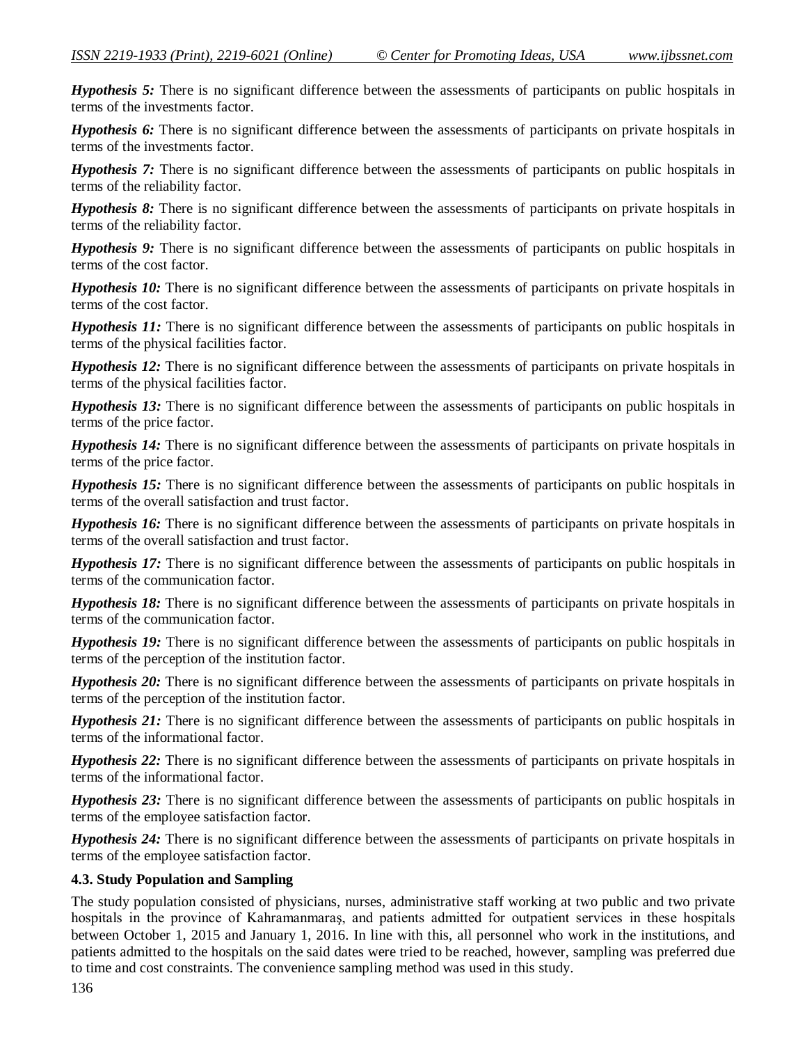***Hypothesis 5:*** There is no significant difference between the assessments of participants on public hospitals in terms of the investments factor.

***Hypothesis 6:*** There is no significant difference between the assessments of participants on private hospitals in terms of the investments factor.

***Hypothesis 7:*** There is no significant difference between the assessments of participants on public hospitals in terms of the reliability factor.

***Hypothesis 8:*** There is no significant difference between the assessments of participants on private hospitals in terms of the reliability factor.

***Hypothesis 9:*** There is no significant difference between the assessments of participants on public hospitals in terms of the cost factor.

***Hypothesis 10:*** There is no significant difference between the assessments of participants on private hospitals in terms of the cost factor.

***Hypothesis 11:*** There is no significant difference between the assessments of participants on public hospitals in terms of the physical facilities factor.

***Hypothesis 12:*** There is no significant difference between the assessments of participants on private hospitals in terms of the physical facilities factor.

***Hypothesis 13:*** There is no significant difference between the assessments of participants on public hospitals in terms of the price factor.

***Hypothesis 14:*** There is no significant difference between the assessments of participants on private hospitals in terms of the price factor.

***Hypothesis 15:*** There is no significant difference between the assessments of participants on public hospitals in terms of the overall satisfaction and trust factor.

***Hypothesis 16:*** There is no significant difference between the assessments of participants on private hospitals in terms of the overall satisfaction and trust factor.

***Hypothesis 17:*** There is no significant difference between the assessments of participants on public hospitals in terms of the communication factor.

***Hypothesis 18:*** There is no significant difference between the assessments of participants on private hospitals in terms of the communication factor.

***Hypothesis 19:*** There is no significant difference between the assessments of participants on public hospitals in terms of the perception of the institution factor.

***Hypothesis 20:*** There is no significant difference between the assessments of participants on private hospitals in terms of the perception of the institution factor.

***Hypothesis 21:*** There is no significant difference between the assessments of participants on public hospitals in terms of the informational factor.

***Hypothesis 22:*** There is no significant difference between the assessments of participants on private hospitals in terms of the informational factor.

***Hypothesis 23:*** There is no significant difference between the assessments of participants on public hospitals in terms of the employee satisfaction factor.

***Hypothesis 24:*** There is no significant difference between the assessments of participants on private hospitals in terms of the employee satisfaction factor.

### 4.3. Study Population and Sampling

The study population consisted of physicians, nurses, administrative staff working at two public and two private hospitals in the province of Kahramanmaraş, and patients admitted for outpatient services in these hospitals between October 1, 2015 and January 1, 2016. In line with this, all personnel who work in the institutions, and patients admitted to the hospitals on the said dates were tried to be reached, however, sampling was preferred due to time and cost constraints. The convenience sampling method was used in this study.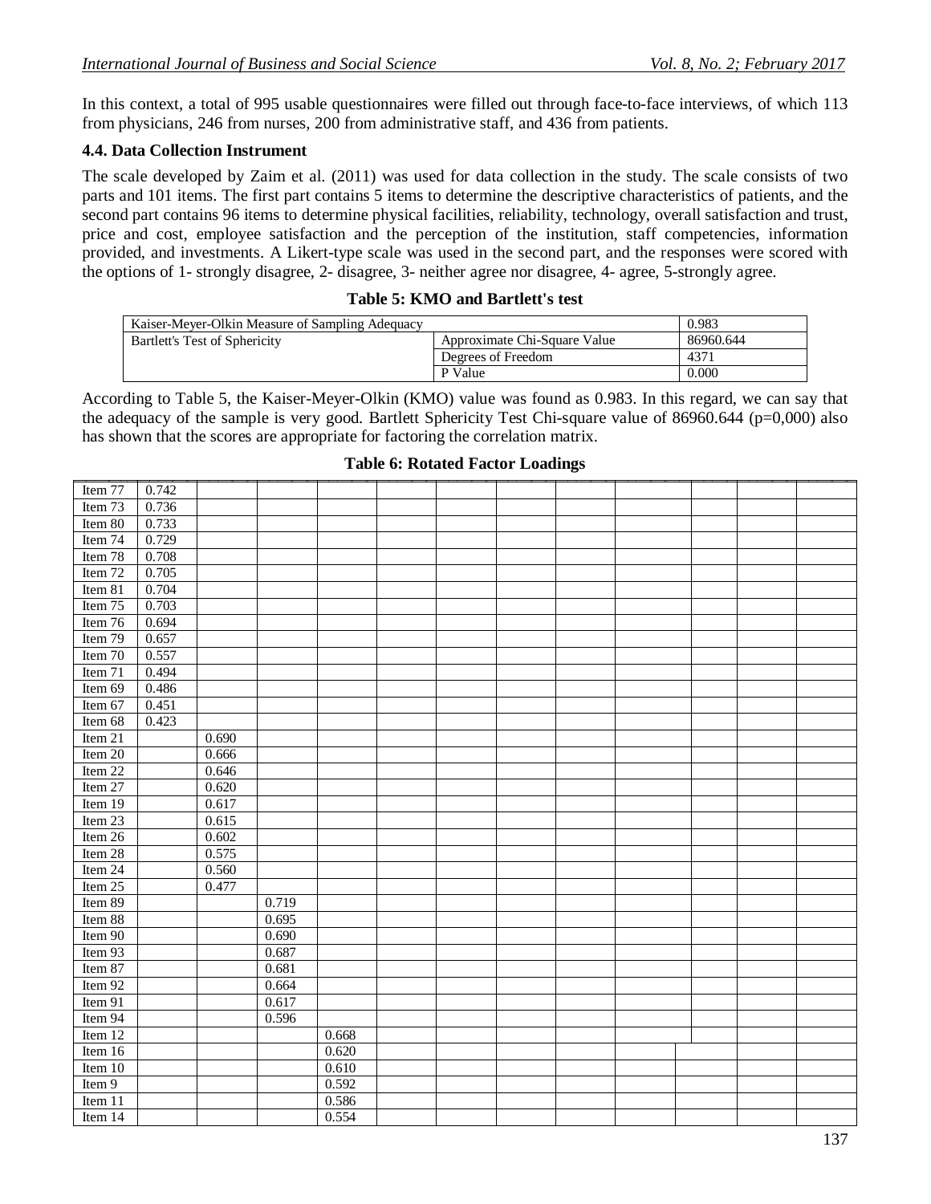In this context, a total of 995 usable questionnaires were filled out through face-to-face interviews, of which 113 from physicians, 246 from nurses, 200 from administrative staff, and 436 from patients.

### 4.4. Data Collection Instrument

The scale developed by Zaim et al. (2011) was used for data collection in the study. The scale consists of two parts and 101 items. The first part contains 5 items to determine the descriptive characteristics of patients, and the second part contains 96 items to determine physical facilities, reliability, technology, overall satisfaction and trust, price and cost, employee satisfaction and the perception of the institution, staff competencies, information provided, and investments. A Likert-type scale was used in the second part, and the responses were scored with the options of 1- strongly disagree, 2- disagree, 3- neither agree nor disagree, 4- agree, 5-strongly agree.

**Table 5: KMO and Bartlett's test**

| | | |
|---|---|---|
| Kaiser-Meyer-Olkin Measure of Sampling Adequacy | | 0.983 |
| Bartlett's Test of Sphericity | Approximate Chi-Square Value | 86960.644 |
| | Degrees of Freedom | 4371 |
| | P Value | 0.000 |

According to Table 5, the Kaiser-Meyer-Olkin (KMO) value was found as 0.983. In this regard, we can say that the adequacy of the sample is very good. Bartlett Sphericity Test Chi-square value of 86960.644 (p=0,000) also has shown that the scores are appropriate for factoring the correlation matrix.

**Table 6: Rotated Factor Loadings**

| | | | | | | | | | | | | |
|---|---|---|---|---|---|---|---|---|---|---|---|---|
| Item 77 | 0.742 | | | | | | | | | | | |
| Item 73 | 0.736 | | | | | | | | | | | |
| Item 80 | 0.733 | | | | | | | | | | | |
| Item 74 | 0.729 | | | | | | | | | | | |
| Item 78 | 0.708 | | | | | | | | | | | |
| Item 72 | 0.705 | | | | | | | | | | | |
| Item 81 | 0.704 | | | | | | | | | | | |
| Item 75 | 0.703 | | | | | | | | | | | |
| Item 76 | 0.694 | | | | | | | | | | | |
| Item 79 | 0.657 | | | | | | | | | | | |
| Item 70 | 0.557 | | | | | | | | | | | |
| Item 71 | 0.494 | | | | | | | | | | | |
| Item 69 | 0.486 | | | | | | | | | | | |
| Item 67 | 0.451 | | | | | | | | | | | |
| Item 68 | 0.423 | | | | | | | | | | | |
| Item 21 | | 0.690 | | | | | | | | | | |
| Item 20 | | 0.666 | | | | | | | | | | |
| Item 22 | | 0.646 | | | | | | | | | | |
| Item 27 | | 0.620 | | | | | | | | | | |
| Item 19 | | 0.617 | | | | | | | | | | |
| Item 23 | | 0.615 | | | | | | | | | | |
| Item 26 | | 0.602 | | | | | | | | | | |
| Item 28 | | 0.575 | | | | | | | | | | |
| Item 24 | | 0.560 | | | | | | | | | | |
| Item 25 | | 0.477 | | | | | | | | | | |
| Item 89 | | | 0.719 | | | | | | | | | |
| Item 88 | | | 0.695 | | | | | | | | | |
| Item 90 | | | 0.690 | | | | | | | | | |
| Item 93 | | | 0.687 | | | | | | | | | |
| Item 87 | | | 0.681 | | | | | | | | | |
| Item 92 | | | 0.664 | | | | | | | | | |
| Item 91 | | | 0.617 | | | | | | | | | |
| Item 94 | | | 0.596 | | | | | | | | | |
| Item 12 | | | | 0.668 | | | | | | | | |
| Item 16 | | | | 0.620 | | | | | | | | |
| Item 10 | | | | 0.610 | | | | | | | | |
| Item 9 | | | | 0.592 | | | | | | | | |
| Item 11 | | | | 0.586 | | | | | | | | |
| Item 14 | | | | 0.554 | | | | | | | | |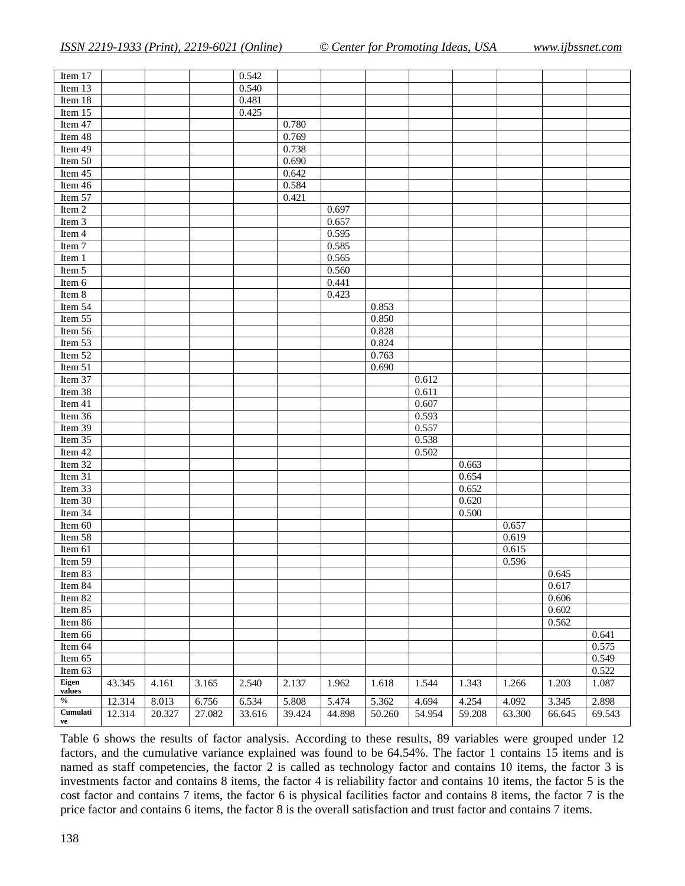| | | | | | | | | | | | | |
|---|---|---|---|---|---|---|---|---|---|---|---|---|
| Item 17 | | | | 0.542 | | | | | | | | |
| Item 13 | | | | 0.540 | | | | | | | | |
| Item 18 | | | | 0.481 | | | | | | | | |
| Item 15 | | | | 0.425 | | | | | | | | |
| Item 47 | | | | | 0.780 | | | | | | | |
| Item 48 | | | | | 0.769 | | | | | | | |
| Item 49 | | | | | 0.738 | | | | | | | |
| Item 50 | | | | | 0.690 | | | | | | | |
| Item 45 | | | | | 0.642 | | | | | | | |
| Item 46 | | | | | 0.584 | | | | | | | |
| Item 57 | | | | | 0.421 | | | | | | | |
| Item 2 | | | | | | 0.697 | | | | | | |
| Item 3 | | | | | | 0.657 | | | | | | |
| Item 4 | | | | | | 0.595 | | | | | | |
| Item 7 | | | | | | 0.585 | | | | | | |
| Item 1 | | | | | | 0.565 | | | | | | |
| Item 5 | | | | | | 0.560 | | | | | | |
| Item 6 | | | | | | 0.441 | | | | | | |
| Item 8 | | | | | | 0.423 | | | | | | |
| Item 54 | | | | | | | 0.853 | | | | | |
| Item 55 | | | | | | | 0.850 | | | | | |
| Item 56 | | | | | | | 0.828 | | | | | |
| Item 53 | | | | | | | 0.824 | | | | | |
| Item 52 | | | | | | | 0.763 | | | | | |
| Item 51 | | | | | | | 0.690 | | | | | |
| Item 37 | | | | | | | | 0.612 | | | | |
| Item 38 | | | | | | | | 0.611 | | | | |
| Item 41 | | | | | | | | 0.607 | | | | |
| Item 36 | | | | | | | | 0.593 | | | | |
| Item 39 | | | | | | | | 0.557 | | | | |
| Item 35 | | | | | | | | 0.538 | | | | |
| Item 42 | | | | | | | | 0.502 | | | | |
| Item 32 | | | | | | | | | 0.663 | | | |
| Item 31 | | | | | | | | | 0.654 | | | |
| Item 33 | | | | | | | | | 0.652 | | | |
| Item 30 | | | | | | | | | 0.620 | | | |
| Item 34 | | | | | | | | | 0.500 | | | |
| Item 60 | | | | | | | | | | 0.657 | | |
| Item 58 | | | | | | | | | | 0.619 | | |
| Item 61 | | | | | | | | | | 0.615 | | |
| Item 59 | | | | | | | | | | 0.596 | | |
| Item 83 | | | | | | | | | | | 0.645 | |
| Item 84 | | | | | | | | | | | 0.617 | |
| Item 82 | | | | | | | | | | | 0.606 | |
| Item 85 | | | | | | | | | | | 0.602 | |
| Item 86 | | | | | | | | | | | 0.562 | |
| Item 66 | | | | | | | | | | | | 0.641 |
| Item 64 | | | | | | | | | | | | 0.575 |
| Item 65 | | | | | | | | | | | | 0.549 |
| Item 63 | | | | | | | | | | | | 0.522 |
| **Eigen values** | 43.345 | 4.161 | 3.165 | 2.540 | 2.137 | 1.962 | 1.618 | 1.544 | 1.343 | 1.266 | 1.203 | 1.087 |
| **%** | 12.314 | 8.013 | 6.756 | 6.534 | 5.808 | 5.474 | 5.362 | 4.694 | 4.254 | 4.092 | 3.345 | 2.898 |
| **Cumulative** | 12.314 | 20.327 | 27.082 | 33.616 | 39.424 | 44.898 | 50.260 | 54.954 | 59.208 | 63.300 | 66.645 | 69.543 |

Table 6 shows the results of factor analysis. According to these results, 89 variables were grouped under 12 factors, and the cumulative variance explained was found to be 64.54%. The factor 1 contains 15 items and is named as staff competencies, the factor 2 is called as technology factor and contains 10 items, the factor 3 is investments factor and contains 8 items, the factor 4 is reliability factor and contains 10 items, the factor 5 is the cost factor and contains 7 items, the factor 6 is physical facilities factor and contains 8 items, the factor 7 is the price factor and contains 6 items, the factor 8 is the overall satisfaction and trust factor and contains 7 items.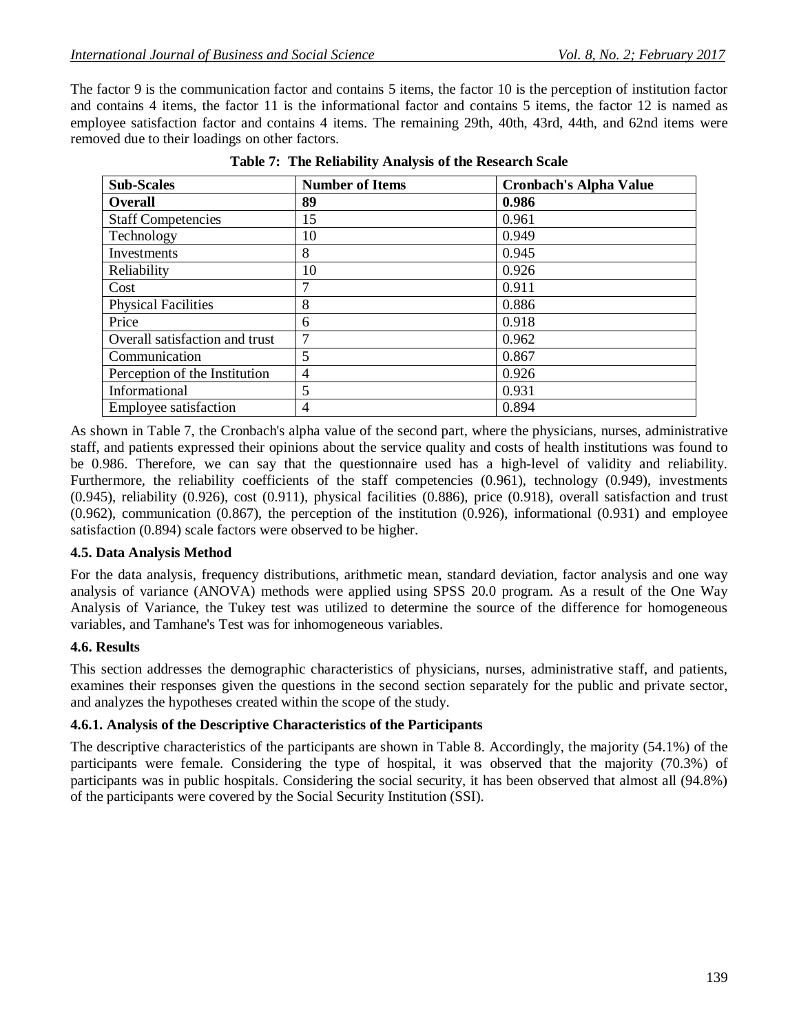The factor 9 is the communication factor and contains 5 items, the factor 10 is the perception of institution factor and contains 4 items, the factor 11 is the informational factor and contains 5 items, the factor 12 is named as employee satisfaction factor and contains 4 items. The remaining 29th, 40th, 43rd, 44th, and 62nd items were removed due to their loadings on other factors.

**Table 7: The Reliability Analysis of the Research Scale**

| Sub-Scales | Number of Items | Cronbach's Alpha Value |
|---|---|---|
| **Overall** | **89** | **0.986** |
| Staff Competencies | 15 | 0.961 |
| Technology | 10 | 0.949 |
| Investments | 8 | 0.945 |
| Reliability | 10 | 0.926 |
| Cost | 7 | 0.911 |
| Physical Facilities | 8 | 0.886 |
| Price | 6 | 0.918 |
| Overall satisfaction and trust | 7 | 0.962 |
| Communication | 5 | 0.867 |
| Perception of the Institution | 4 | 0.926 |
| Informational | 5 | 0.931 |
| Employee satisfaction | 4 | 0.894 |

As shown in Table 7, the Cronbach's alpha value of the second part, where the physicians, nurses, administrative staff, and patients expressed their opinions about the service quality and costs of health institutions was found to be 0.986. Therefore, we can say that the questionnaire used has a high-level of validity and reliability. Furthermore, the reliability coefficients of the staff competencies (0.961), technology (0.949), investments (0.945), reliability (0.926), cost (0.911), physical facilities (0.886), price (0.918), overall satisfaction and trust (0.962), communication (0.867), the perception of the institution (0.926), informational (0.931) and employee satisfaction (0.894) scale factors were observed to be higher.

### 4.5. Data Analysis Method

For the data analysis, frequency distributions, arithmetic mean, standard deviation, factor analysis and one way analysis of variance (ANOVA) methods were applied using SPSS 20.0 program. As a result of the One Way Analysis of Variance, the Tukey test was utilized to determine the source of the difference for homogeneous variables, and Tamhane's Test was for inhomogeneous variables.

### 4.6. Results

This section addresses the demographic characteristics of physicians, nurses, administrative staff, and patients, examines their responses given the questions in the second section separately for the public and private sector, and analyzes the hypotheses created within the scope of the study.

#### 4.6.1. Analysis of the Descriptive Characteristics of the Participants

The descriptive characteristics of the participants are shown in Table 8. Accordingly, the majority (54.1%) of the participants were female. Considering the type of hospital, it was observed that the majority (70.3%) of participants was in public hospitals. Considering the social security, it has been observed that almost all (94.8%) of the participants were covered by the Social Security Institution (SSI).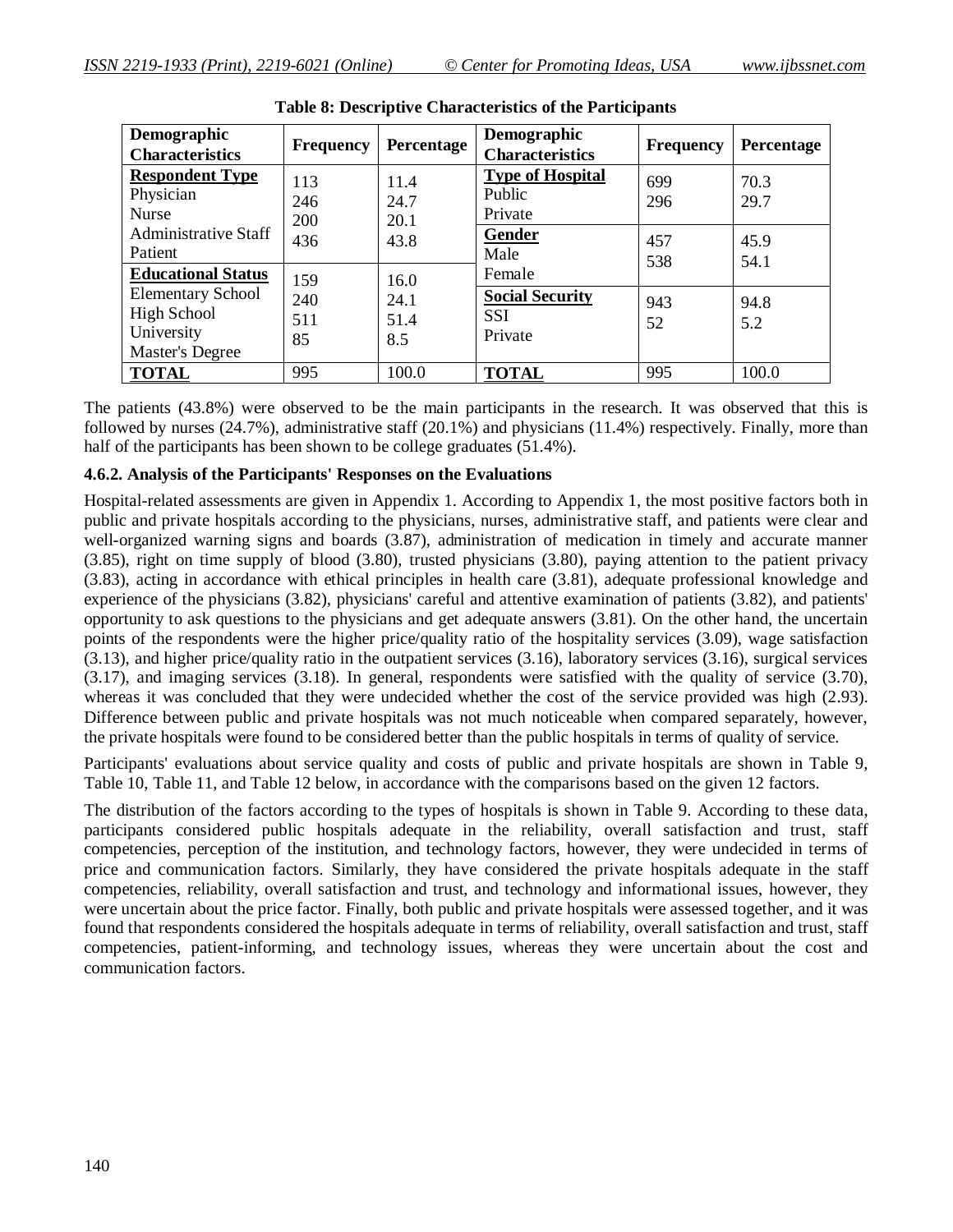**Table 8: Descriptive Characteristics of the Participants**

| Demographic Characteristics | Frequency | Percentage | Demographic Characteristics | Frequency | Percentage |
|---|---|---|---|---|---|
| **Respondent Type** | | | **Type of Hospital** | | |
| Physician | 113 | 11.4 | Public | 699 | 70.3 |
| Nurse | 246 | 24.7 | Private | 296 | 29.7 |
| Administrative Staff | 200 | 20.1 | **Gender** | | |
| Patient | 436 | 43.8 | Male | 457 | 45.9 |
| **Educational Status** | | | Female | 538 | 54.1 |
| Elementary School | 159 | 16.0 | **Social Security** | | |
| High School | 240 | 24.1 | SSI | 943 | 94.8 |
| University | 511 | 51.4 | Private | 52 | 5.2 |
| Master's Degree | 85 | 8.5 | | | |
| **TOTAL** | 995 | 100.0 | **TOTAL** | 995 | 100.0 |

The patients (43.8%) were observed to be the main participants in the research. It was observed that this is followed by nurses (24.7%), administrative staff (20.1%) and physicians (11.4%) respectively. Finally, more than half of the participants has been shown to be college graduates (51.4%).

#### 4.6.2. Analysis of the Participants' Responses on the Evaluations

Hospital-related assessments are given in Appendix 1. According to Appendix 1, the most positive factors both in public and private hospitals according to the physicians, nurses, administrative staff, and patients were clear and well-organized warning signs and boards (3.87), administration of medication in timely and accurate manner (3.85), right on time supply of blood (3.80), trusted physicians (3.80), paying attention to the patient privacy (3.83), acting in accordance with ethical principles in health care (3.81), adequate professional knowledge and experience of the physicians (3.82), physicians' careful and attentive examination of patients (3.82), and patients' opportunity to ask questions to the physicians and get adequate answers (3.81). On the other hand, the uncertain points of the respondents were the higher price/quality ratio of the hospitality services (3.09), wage satisfaction (3.13), and higher price/quality ratio in the outpatient services (3.16), laboratory services (3.16), surgical services (3.17), and imaging services (3.18). In general, respondents were satisfied with the quality of service (3.70), whereas it was concluded that they were undecided whether the cost of the service provided was high (2.93). Difference between public and private hospitals was not much noticeable when compared separately, however, the private hospitals were found to be considered better than the public hospitals in terms of quality of service.

Participants' evaluations about service quality and costs of public and private hospitals are shown in Table 9, Table 10, Table 11, and Table 12 below, in accordance with the comparisons based on the given 12 factors.

The distribution of the factors according to the types of hospitals is shown in Table 9. According to these data, participants considered public hospitals adequate in the reliability, overall satisfaction and trust, staff competencies, perception of the institution, and technology factors, however, they were undecided in terms of price and communication factors. Similarly, they have considered the private hospitals adequate in the staff competencies, reliability, overall satisfaction and trust, and technology and informational issues, however, they were uncertain about the price factor. Finally, both public and private hospitals were assessed together, and it was found that respondents considered the hospitals adequate in terms of reliability, overall satisfaction and trust, staff competencies, patient-informing, and technology issues, whereas they were uncertain about the cost and communication factors.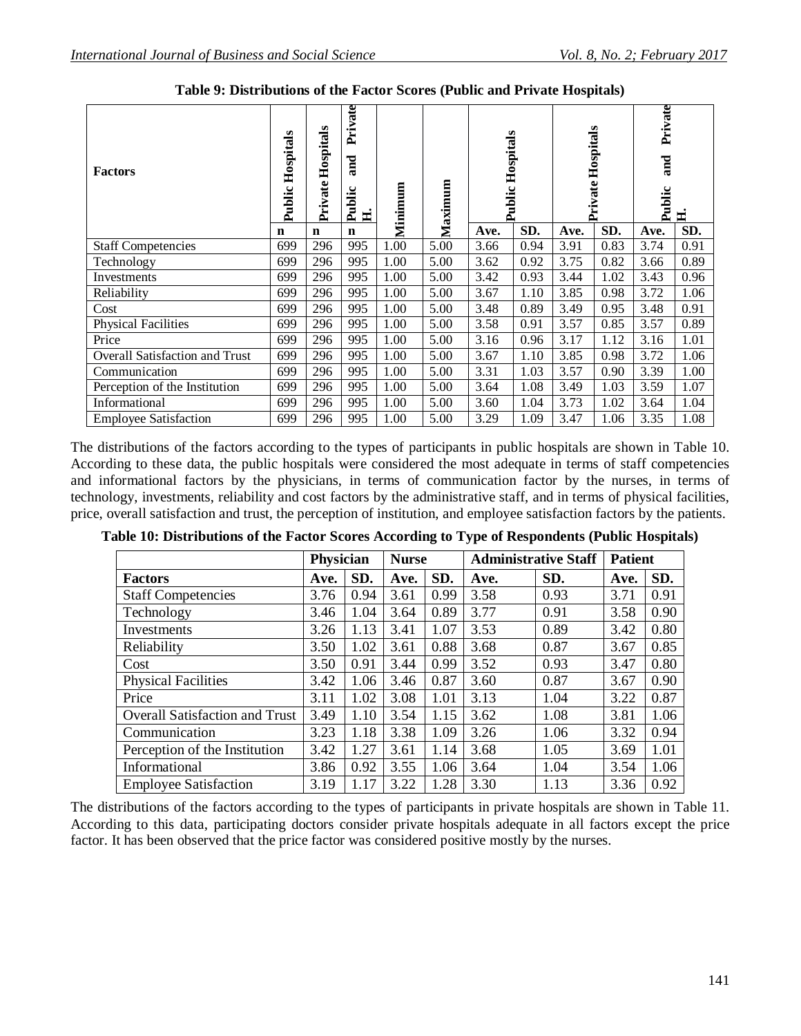**Table 9: Distributions of the Factor Scores (Public and Private Hospitals)**

| Factors | Public Hospitals | Private Hospitals | Public and Private H. | Minimum | Maximum | Public Hospitals | | Private Hospitals | | Public and Private H. | |
|---|---|---|---|---|---|---|---|---|---|---|---|
| | n | n | n | | | Ave. | SD. | Ave. | SD. | Ave. | SD. |
| Staff Competencies | 699 | 296 | 995 | 1.00 | 5.00 | 3.66 | 0.94 | 3.91 | 0.83 | 3.74 | 0.91 |
| Technology | 699 | 296 | 995 | 1.00 | 5.00 | 3.62 | 0.92 | 3.75 | 0.82 | 3.66 | 0.89 |
| Investments | 699 | 296 | 995 | 1.00 | 5.00 | 3.42 | 0.93 | 3.44 | 1.02 | 3.43 | 0.96 |
| Reliability | 699 | 296 | 995 | 1.00 | 5.00 | 3.67 | 1.10 | 3.85 | 0.98 | 3.72 | 1.06 |
| Cost | 699 | 296 | 995 | 1.00 | 5.00 | 3.48 | 0.89 | 3.49 | 0.95 | 3.48 | 0.91 |
| Physical Facilities | 699 | 296 | 995 | 1.00 | 5.00 | 3.58 | 0.91 | 3.57 | 0.85 | 3.57 | 0.89 |
| Price | 699 | 296 | 995 | 1.00 | 5.00 | 3.16 | 0.96 | 3.17 | 1.12 | 3.16 | 1.01 |
| Overall Satisfaction and Trust | 699 | 296 | 995 | 1.00 | 5.00 | 3.67 | 1.10 | 3.85 | 0.98 | 3.72 | 1.06 |
| Communication | 699 | 296 | 995 | 1.00 | 5.00 | 3.31 | 1.03 | 3.57 | 0.90 | 3.39 | 1.00 |
| Perception of the Institution | 699 | 296 | 995 | 1.00 | 5.00 | 3.64 | 1.08 | 3.49 | 1.03 | 3.59 | 1.07 |
| Informational | 699 | 296 | 995 | 1.00 | 5.00 | 3.60 | 1.04 | 3.73 | 1.02 | 3.64 | 1.04 |
| Employee Satisfaction | 699 | 296 | 995 | 1.00 | 5.00 | 3.29 | 1.09 | 3.47 | 1.06 | 3.35 | 1.08 |

The distributions of the factors according to the types of participants in public hospitals are shown in Table 10. According to these data, the public hospitals were considered the most adequate in terms of staff competencies and informational factors by the physicians, in terms of communication factor by the nurses, in terms of technology, investments, reliability and cost factors by the administrative staff, and in terms of physical facilities, price, overall satisfaction and trust, the perception of institution, and employee satisfaction factors by the patients.

**Table 10: Distributions of the Factor Scores According to Type of Respondents (Public Hospitals)**

| | Physician | | Nurse | | Administrative Staff | | Patient | |
|---|---|---|---|---|---|---|---|---|
| **Factors** | **Ave.** | **SD.** | **Ave.** | **SD.** | **Ave.** | **SD.** | **Ave.** | **SD.** |
| Staff Competencies | 3.76 | 0.94 | 3.61 | 0.99 | 3.58 | 0.93 | 3.71 | 0.91 |
| Technology | 3.46 | 1.04 | 3.64 | 0.89 | 3.77 | 0.91 | 3.58 | 0.90 |
| Investments | 3.26 | 1.13 | 3.41 | 1.07 | 3.53 | 0.89 | 3.42 | 0.80 |
| Reliability | 3.50 | 1.02 | 3.61 | 0.88 | 3.68 | 0.87 | 3.67 | 0.85 |
| Cost | 3.50 | 0.91 | 3.44 | 0.99 | 3.52 | 0.93 | 3.47 | 0.80 |
| Physical Facilities | 3.42 | 1.06 | 3.46 | 0.87 | 3.60 | 0.87 | 3.67 | 0.90 |
| Price | 3.11 | 1.02 | 3.08 | 1.01 | 3.13 | 1.04 | 3.22 | 0.87 |
| Overall Satisfaction and Trust | 3.49 | 1.10 | 3.54 | 1.15 | 3.62 | 1.08 | 3.81 | 1.06 |
| Communication | 3.23 | 1.18 | 3.38 | 1.09 | 3.26 | 1.06 | 3.32 | 0.94 |
| Perception of the Institution | 3.42 | 1.27 | 3.61 | 1.14 | 3.68 | 1.05 | 3.69 | 1.01 |
| Informational | 3.86 | 0.92 | 3.55 | 1.06 | 3.64 | 1.04 | 3.54 | 1.06 |
| Employee Satisfaction | 3.19 | 1.17 | 3.22 | 1.28 | 3.30 | 1.13 | 3.36 | 0.92 |

The distributions of the factors according to the types of participants in private hospitals are shown in Table 11. According to this data, participating doctors consider private hospitals adequate in all factors except the price factor. It has been observed that the price factor was considered positive mostly by the nurses.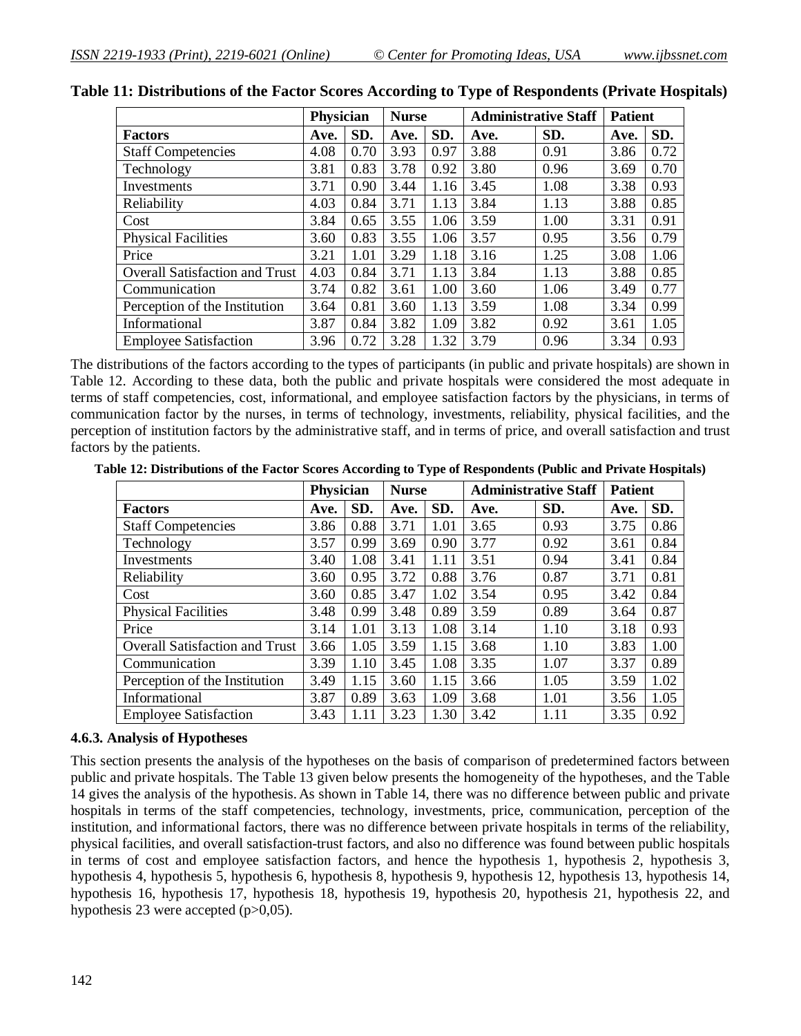**Table 11: Distributions of the Factor Scores According to Type of Respondents (Private Hospitals)**

| | Physician | | Nurse | | Administrative Staff | | Patient | |
|---|---|---|---|---|---|---|---|---|
| **Factors** | **Ave.** | **SD.** | **Ave.** | **SD.** | **Ave.** | **SD.** | **Ave.** | **SD.** |
| Staff Competencies | 4.08 | 0.70 | 3.93 | 0.97 | 3.88 | 0.91 | 3.86 | 0.72 |
| Technology | 3.81 | 0.83 | 3.78 | 0.92 | 3.80 | 0.96 | 3.69 | 0.70 |
| Investments | 3.71 | 0.90 | 3.44 | 1.16 | 3.45 | 1.08 | 3.38 | 0.93 |
| Reliability | 4.03 | 0.84 | 3.71 | 1.13 | 3.84 | 1.13 | 3.88 | 0.85 |
| Cost | 3.84 | 0.65 | 3.55 | 1.06 | 3.59 | 1.00 | 3.31 | 0.91 |
| Physical Facilities | 3.60 | 0.83 | 3.55 | 1.06 | 3.57 | 0.95 | 3.56 | 0.79 |
| Price | 3.21 | 1.01 | 3.29 | 1.18 | 3.16 | 1.25 | 3.08 | 1.06 |
| Overall Satisfaction and Trust | 4.03 | 0.84 | 3.71 | 1.13 | 3.84 | 1.13 | 3.88 | 0.85 |
| Communication | 3.74 | 0.82 | 3.61 | 1.00 | 3.60 | 1.06 | 3.49 | 0.77 |
| Perception of the Institution | 3.64 | 0.81 | 3.60 | 1.13 | 3.59 | 1.08 | 3.34 | 0.99 |
| Informational | 3.87 | 0.84 | 3.82 | 1.09 | 3.82 | 0.92 | 3.61 | 1.05 |
| Employee Satisfaction | 3.96 | 0.72 | 3.28 | 1.32 | 3.79 | 0.96 | 3.34 | 0.93 |

The distributions of the factors according to the types of participants (in public and private hospitals) are shown in Table 12. According to these data, both the public and private hospitals were considered the most adequate in terms of staff competencies, cost, informational, and employee satisfaction factors by the physicians, in terms of communication factor by the nurses, in terms of technology, investments, reliability, physical facilities, and the perception of institution factors by the administrative staff, and in terms of price, and overall satisfaction and trust factors by the patients.

**Table 12: Distributions of the Factor Scores According to Type of Respondents (Public and Private Hospitals)**

| | Physician | | Nurse | | Administrative Staff | | Patient | |
|---|---|---|---|---|---|---|---|---|
| **Factors** | **Ave.** | **SD.** | **Ave.** | **SD.** | **Ave.** | **SD.** | **Ave.** | **SD.** |
| Staff Competencies | 3.86 | 0.88 | 3.71 | 1.01 | 3.65 | 0.93 | 3.75 | 0.86 |
| Technology | 3.57 | 0.99 | 3.69 | 0.90 | 3.77 | 0.92 | 3.61 | 0.84 |
| Investments | 3.40 | 1.08 | 3.41 | 1.11 | 3.51 | 0.94 | 3.41 | 0.84 |
| Reliability | 3.60 | 0.95 | 3.72 | 0.88 | 3.76 | 0.87 | 3.71 | 0.81 |
| Cost | 3.60 | 0.85 | 3.47 | 1.02 | 3.54 | 0.95 | 3.42 | 0.84 |
| Physical Facilities | 3.48 | 0.99 | 3.48 | 0.89 | 3.59 | 0.89 | 3.64 | 0.87 |
| Price | 3.14 | 1.01 | 3.13 | 1.08 | 3.14 | 1.10 | 3.18 | 0.93 |
| Overall Satisfaction and Trust | 3.66 | 1.05 | 3.59 | 1.15 | 3.68 | 1.10 | 3.83 | 1.00 |
| Communication | 3.39 | 1.10 | 3.45 | 1.08 | 3.35 | 1.07 | 3.37 | 0.89 |
| Perception of the Institution | 3.49 | 1.15 | 3.60 | 1.15 | 3.66 | 1.05 | 3.59 | 1.02 |
| Informational | 3.87 | 0.89 | 3.63 | 1.09 | 3.68 | 1.01 | 3.56 | 1.05 |
| Employee Satisfaction | 3.43 | 1.11 | 3.23 | 1.30 | 3.42 | 1.11 | 3.35 | 0.92 |

### 4.6.3. Analysis of Hypotheses

This section presents the analysis of the hypotheses on the basis of comparison of predetermined factors between public and private hospitals. The Table 13 given below presents the homogeneity of the hypotheses, and the Table 14 gives the analysis of the hypothesis. As shown in Table 14, there was no difference between public and private hospitals in terms of the staff competencies, technology, investments, price, communication, perception of the institution, and informational factors, there was no difference between private hospitals in terms of the reliability, physical facilities, and overall satisfaction-trust factors, and also no difference was found between public hospitals in terms of cost and employee satisfaction factors, and hence the hypothesis 1, hypothesis 2, hypothesis 3, hypothesis 4, hypothesis 5, hypothesis 6, hypothesis 8, hypothesis 9, hypothesis 12, hypothesis 13, hypothesis 14, hypothesis 16, hypothesis 17, hypothesis 18, hypothesis 19, hypothesis 20, hypothesis 21, hypothesis 22, and hypothesis 23 were accepted ($p>0,05$).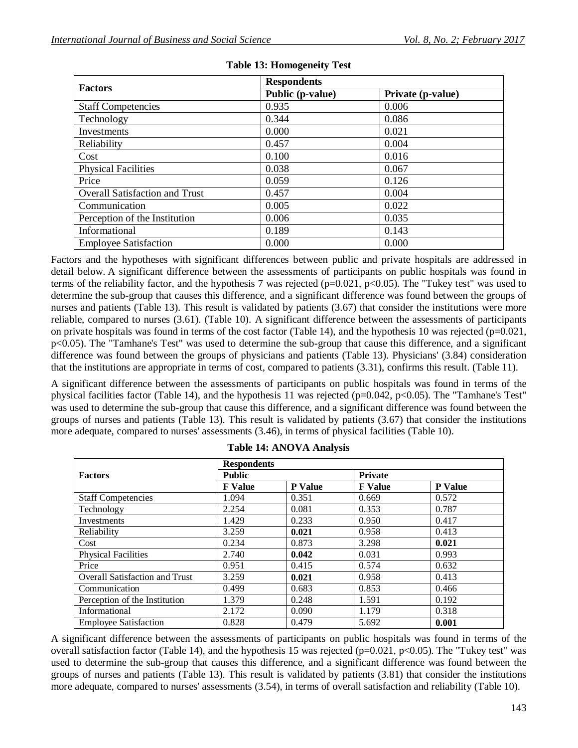**Table 13: Homogeneity Test**

| Factors | Respondents | |
|---|---|---|
| | Public (p-value) | Private (p-value) |
| Staff Competencies | 0.935 | 0.006 |
| Technology | 0.344 | 0.086 |
| Investments | 0.000 | 0.021 |
| Reliability | 0.457 | 0.004 |
| Cost | 0.100 | 0.016 |
| Physical Facilities | 0.038 | 0.067 |
| Price | 0.059 | 0.126 |
| Overall Satisfaction and Trust | 0.457 | 0.004 |
| Communication | 0.005 | 0.022 |
| Perception of the Institution | 0.006 | 0.035 |
| Informational | 0.189 | 0.143 |
| Employee Satisfaction | 0.000 | 0.000 |

Factors and the hypotheses with significant differences between public and private hospitals are addressed in detail below. A significant difference between the assessments of participants on public hospitals was found in terms of the reliability factor, and the hypothesis 7 was rejected ($p=0.021$, $p<0.05$). The "Tukey test" was used to determine the sub-group that causes this difference, and a significant difference was found between the groups of nurses and patients (Table 13). This result is validated by patients (3.67) that consider the institutions were more reliable, compared to nurses (3.61). (Table 10). A significant difference between the assessments of participants on private hospitals was found in terms of the cost factor (Table 14), and the hypothesis 10 was rejected ($p=0.021$, $p<0.05$). The "Tamhane's Test" was used to determine the sub-group that cause this difference, and a significant difference was found between the groups of physicians and patients (Table 13). Physicians' (3.84) consideration that the institutions are appropriate in terms of cost, compared to patients (3.31), confirms this result. (Table 11).

A significant difference between the assessments of participants on public hospitals was found in terms of the physical facilities factor (Table 14), and the hypothesis 11 was rejected ($p=0.042$, $p<0.05$). The "Tamhane's Test" was used to determine the sub-group that cause this difference, and a significant difference was found between the groups of nurses and patients (Table 13). This result is validated by patients (3.67) that consider the institutions more adequate, compared to nurses' assessments (3.46), in terms of physical facilities (Table 10).

**Table 14: ANOVA Analysis**

| Factors | Respondents | | | |
|---|---|---|---|---|
| | Public | | Private | |
| | F Value | P Value | F Value | P Value |
| Staff Competencies | 1.094 | 0.351 | 0.669 | 0.572 |
| Technology | 2.254 | 0.081 | 0.353 | 0.787 |
| Investments | 1.429 | 0.233 | 0.950 | 0.417 |
| Reliability | 3.259 | **0.021** | 0.958 | 0.413 |
| Cost | 0.234 | 0.873 | 3.298 | **0.021** |
| Physical Facilities | 2.740 | **0.042** | 0.031 | 0.993 |
| Price | 0.951 | 0.415 | 0.574 | 0.632 |
| Overall Satisfaction and Trust | 3.259 | **0.021** | 0.958 | 0.413 |
| Communication | 0.499 | 0.683 | 0.853 | 0.466 |
| Perception of the Institution | 1.379 | 0.248 | 1.591 | 0.192 |
| Informational | 2.172 | 0.090 | 1.179 | 0.318 |
| Employee Satisfaction | 0.828 | 0.479 | 5.692 | **0.001** |

A significant difference between the assessments of participants on public hospitals was found in terms of the overall satisfaction factor (Table 14), and the hypothesis 15 was rejected ($p=0.021$, $p<0.05$). The "Tukey test" was used to determine the sub-group that causes this difference, and a significant difference was found between the groups of nurses and patients (Table 13). This result is validated by patients (3.81) that consider the institutions more adequate, compared to nurses' assessments (3.54), in terms of overall satisfaction and reliability (Table 10).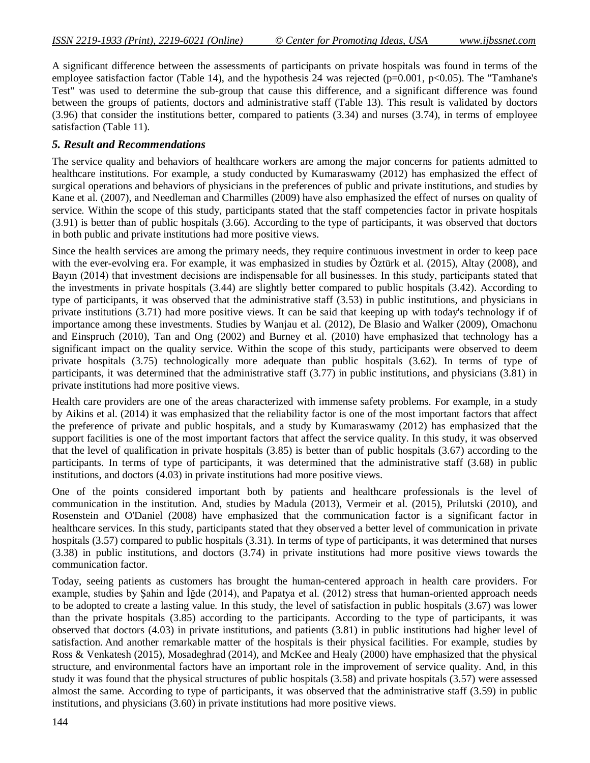A significant difference between the assessments of participants on private hospitals was found in terms of the employee satisfaction factor (Table 14), and the hypothesis 24 was rejected ($p=0.001$, $p<0.05$). The "Tamhane's Test" was used to determine the sub-group that cause this difference, and a significant difference was found between the groups of patients, doctors and administrative staff (Table 13). This result is validated by doctors (3.96) that consider the institutions better, compared to patients (3.34) and nurses (3.74), in terms of employee satisfaction (Table 11).

### *5. Result and Recommendations*

The service quality and behaviors of healthcare workers are among the major concerns for patients admitted to healthcare institutions. For example, a study conducted by Kumaraswamy (2012) has emphasized the effect of surgical operations and behaviors of physicians in the preferences of public and private institutions, and studies by Kane et al. (2007), and Needleman and Charmilles (2009) have also emphasized the effect of nurses on quality of service. Within the scope of this study, participants stated that the staff competencies factor in private hospitals (3.91) is better than of public hospitals (3.66). According to the type of participants, it was observed that doctors in both public and private institutions had more positive views.

Since the health services are among the primary needs, they require continuous investment in order to keep pace with the ever-evolving era. For example, it was emphasized in studies by Öztürk et al. (2015), Altay (2008), and Bayın (2014) that investment decisions are indispensable for all businesses. In this study, participants stated that the investments in private hospitals (3.44) are slightly better compared to public hospitals (3.42). According to type of participants, it was observed that the administrative staff (3.53) in public institutions, and physicians in private institutions (3.71) had more positive views. It can be said that keeping up with today's technology if of importance among these investments. Studies by Wanjau et al. (2012), De Blasio and Walker (2009), Omachonu and Einspruch (2010), Tan and Ong (2002) and Burney et al. (2010) have emphasized that technology has a significant impact on the quality service. Within the scope of this study, participants were observed to deem private hospitals (3.75) technologically more adequate than public hospitals (3.62). In terms of type of participants, it was determined that the administrative staff (3.77) in public institutions, and physicians (3.81) in private institutions had more positive views.

Health care providers are one of the areas characterized with immense safety problems. For example, in a study by Aikins et al. (2014) it was emphasized that the reliability factor is one of the most important factors that affect the preference of private and public hospitals, and a study by Kumaraswamy (2012) has emphasized that the support facilities is one of the most important factors that affect the service quality. In this study, it was observed that the level of qualification in private hospitals (3.85) is better than of public hospitals (3.67) according to the participants. In terms of type of participants, it was determined that the administrative staff (3.68) in public institutions, and doctors (4.03) in private institutions had more positive views.

One of the points considered important both by patients and healthcare professionals is the level of communication in the institution. And, studies by Madula (2013), Vermeir et al. (2015), Prilutski (2010), and Rosenstein and O'Daniel (2008) have emphasized that the communication factor is a significant factor in healthcare services. In this study, participants stated that they observed a better level of communication in private hospitals (3.57) compared to public hospitals (3.31). In terms of type of participants, it was determined that nurses (3.38) in public institutions, and doctors (3.74) in private institutions had more positive views towards the communication factor.

Today, seeing patients as customers has brought the human-centered approach in health care providers. For example, studies by Şahin and İğde (2014), and Papatya et al. (2012) stress that human-oriented approach needs to be adopted to create a lasting value. In this study, the level of satisfaction in public hospitals (3.67) was lower than the private hospitals (3.85) according to the participants. According to the type of participants, it was observed that doctors (4.03) in private institutions, and patients (3.81) in public institutions had higher level of satisfaction. And another remarkable matter of the hospitals is their physical facilities. For example, studies by Ross & Venkatesh (2015), Mosadeghrad (2014), and McKee and Healy (2000) have emphasized that the physical structure, and environmental factors have an important role in the improvement of service quality. And, in this study it was found that the physical structures of public hospitals (3.58) and private hospitals (3.57) were assessed almost the same. According to type of participants, it was observed that the administrative staff (3.59) in public institutions, and physicians (3.60) in private institutions had more positive views.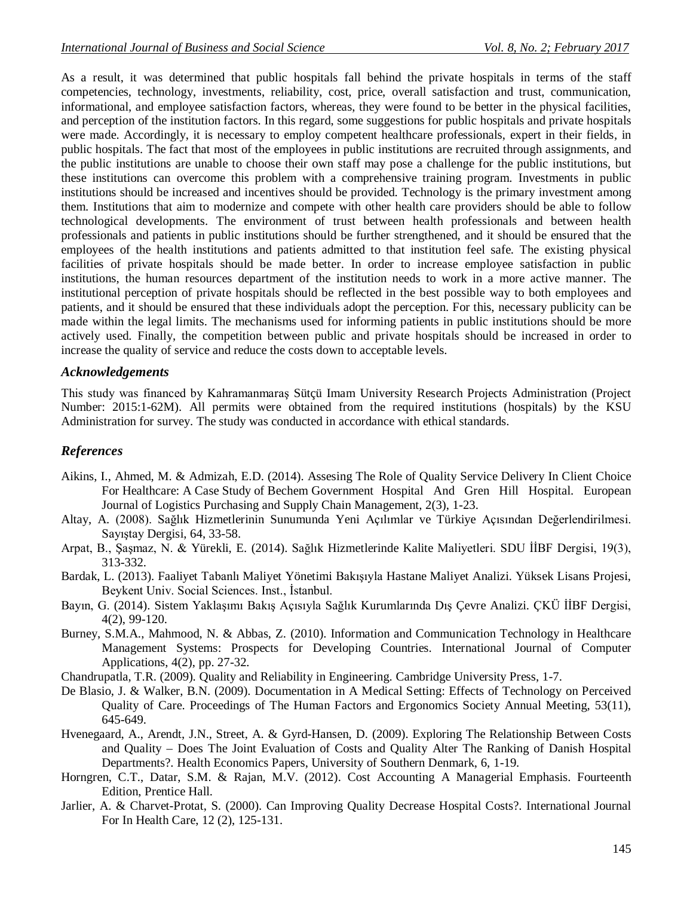As a result, it was determined that public hospitals fall behind the private hospitals in terms of the staff competencies, technology, investments, reliability, cost, price, overall satisfaction and trust, communication, informational, and employee satisfaction factors, whereas, they were found to be better in the physical facilities, and perception of the institution factors. In this regard, some suggestions for public hospitals and private hospitals were made. Accordingly, it is necessary to employ competent healthcare professionals, expert in their fields, in public hospitals. The fact that most of the employees in public institutions are recruited through assignments, and the public institutions are unable to choose their own staff may pose a challenge for the public institutions, but these institutions can overcome this problem with a comprehensive training program. Investments in public institutions should be increased and incentives should be provided. Technology is the primary investment among them. Institutions that aim to modernize and compete with other health care providers should be able to follow technological developments. The environment of trust between health professionals and between health professionals and patients in public institutions should be further strengthened, and it should be ensured that the employees of the health institutions and patients admitted to that institution feel safe. The existing physical facilities of private hospitals should be made better. In order to increase employee satisfaction in public institutions, the human resources department of the institution needs to work in a more active manner. The institutional perception of private hospitals should be reflected in the best possible way to both employees and patients, and it should be ensured that these individuals adopt the perception. For this, necessary publicity can be made within the legal limits. The mechanisms used for informing patients in public institutions should be more actively used. Finally, the competition between public and private hospitals should be increased in order to increase the quality of service and reduce the costs down to acceptable levels.

### *Acknowledgements*

This study was financed by Kahramanmaraş Sütçü Imam University Research Projects Administration (Project Number: 2015:1-62M). All permits were obtained from the required institutions (hospitals) by the KSU Administration for survey. The study was conducted in accordance with ethical standards.

## *References*

Aikins, I., Ahmed, M. & Admizah, E.D. (2014). Assesing The Role of Quality Service Delivery In Client Choice For Healthcare: A Case Study of Bechem Government Hospital And Gren Hill Hospital. European Journal of Logistics Purchasing and Supply Chain Management, 2(3), 1-23.

Altay, A. (2008). Sağlık Hizmetlerinin Sunumunda Yeni Açılımlar ve Türkiye Açısından Değerlendirilmesi. Sayıştay Dergisi, 64, 33-58.

Arpat, B., Şaşmaz, N. & Yürekli, E. (2014). Sağlık Hizmetlerinde Kalite Maliyetleri. SDU İİBF Dergisi, 19(3), 313-332.

Bardak, L. (2013). Faaliyet Tabanlı Maliyet Yönetimi Bakışıyla Hastane Maliyet Analizi. Yüksek Lisans Projesi, Beykent Univ. Social Sciences. Inst., İstanbul.

Bayın, G. (2014). Sistem Yaklaşımı Bakış Açısıyla Sağlık Kurumlarında Dış Çevre Analizi. ÇKÜ İİBF Dergisi, 4(2), 99-120.

Burney, S.M.A., Mahmood, N. & Abbas, Z. (2010). Information and Communication Technology in Healthcare Management Systems: Prospects for Developing Countries. International Journal of Computer Applications, 4(2), pp. 27-32.

Chandrupatla, T.R. (2009). Quality and Reliability in Engineering. Cambridge University Press, 1-7.

De Blasio, J. & Walker, B.N. (2009). Documentation in A Medical Setting: Effects of Technology on Perceived Quality of Care. Proceedings of The Human Factors and Ergonomics Society Annual Meeting, 53(11), 645-649.

Hvenegaard, A., Arendt, J.N., Street, A. & Gyrd-Hansen, D. (2009). Exploring The Relationship Between Costs and Quality – Does The Joint Evaluation of Costs and Quality Alter The Ranking of Danish Hospital Departments?. Health Economics Papers, University of Southern Denmark, 6, 1-19.

Horngren, C.T., Datar, S.M. & Rajan, M.V. (2012). Cost Accounting A Managerial Emphasis. Fourteenth Edition, Prentice Hall.

Jarlier, A. & Charvet-Protat, S. (2000). Can Improving Quality Decrease Hospital Costs?. International Journal For In Health Care, 12 (2), 125-131.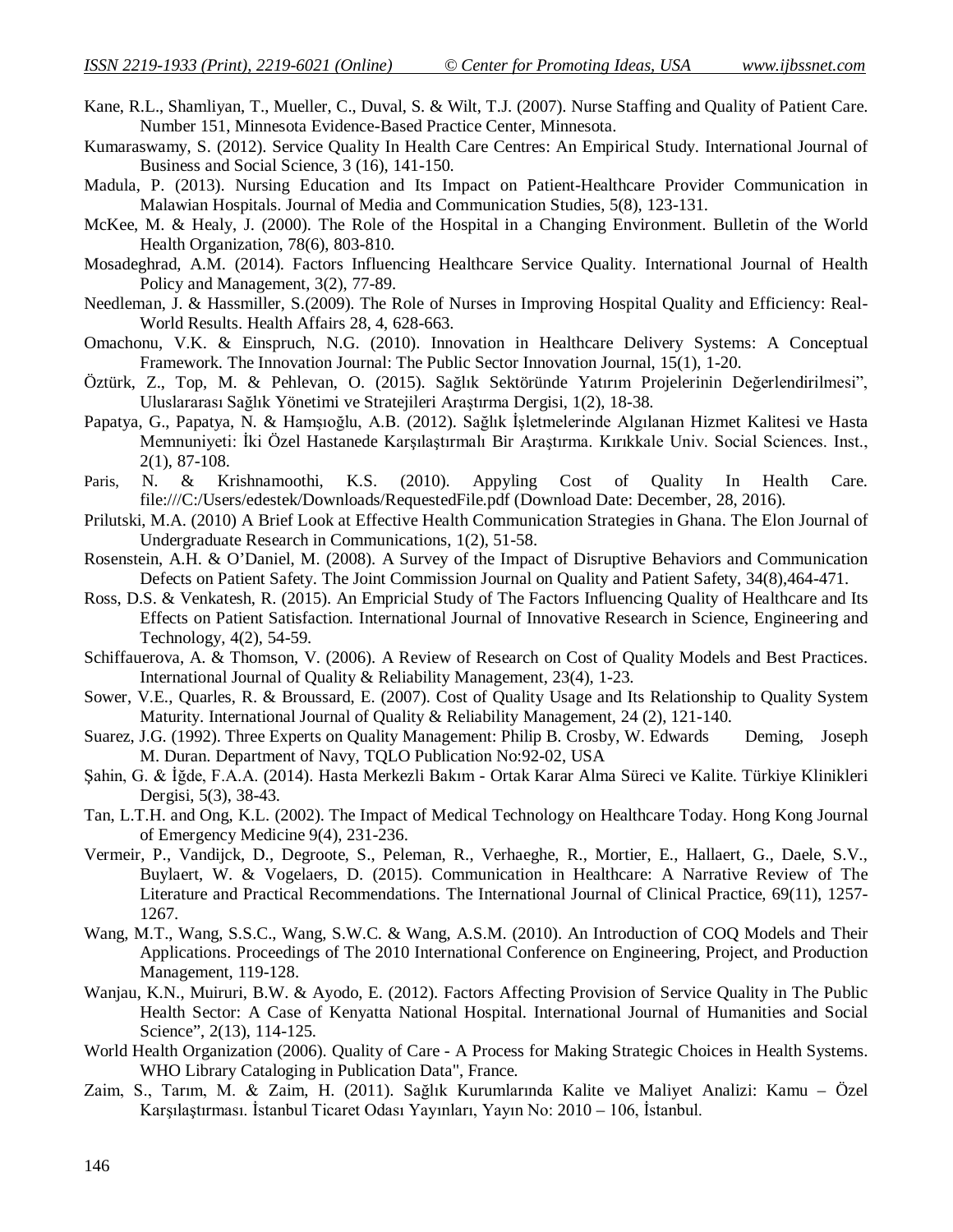Kane, R.L., Shamliyan, T., Mueller, C., Duval, S. & Wilt, T.J. (2007). Nurse Staffing and Quality of Patient Care. Number 151, Minnesota Evidence-Based Practice Center, Minnesota.

Kumaraswamy, S. (2012). Service Quality In Health Care Centres: An Empirical Study. International Journal of Business and Social Science, 3 (16), 141-150.

Madula, P. (2013). Nursing Education and Its Impact on Patient-Healthcare Provider Communication in Malawian Hospitals. Journal of Media and Communication Studies, 5(8), 123-131.

McKee, M. & Healy, J. (2000). The Role of the Hospital in a Changing Environment. Bulletin of the World Health Organization, 78(6), 803-810.

Mosadeghrad, A.M. (2014). Factors Influencing Healthcare Service Quality. International Journal of Health Policy and Management, 3(2), 77-89.

Needleman, J. & Hassmiller, S.(2009). The Role of Nurses in Improving Hospital Quality and Efficiency: Real-World Results. Health Affairs 28, 4, 628-663.

Omachonu, V.K. & Einspruch, N.G. (2010). Innovation in Healthcare Delivery Systems: A Conceptual Framework. The Innovation Journal: The Public Sector Innovation Journal, 15(1), 1-20.

Öztürk, Z., Top, M. & Pehlevan, O. (2015). Sağlık Sektöründe Yatırım Projelerinin Değerlendirilmesi", Uluslararası Sağlık Yönetimi ve Stratejileri Araştırma Dergisi, 1(2), 18-38.

Papatya, G., Papatya, N. & Hamşıoğlu, A.B. (2012). Sağlık İşletmelerinde Algılanan Hizmet Kalitesi ve Hasta Memnuniyeti: İki Özel Hastanede Karşılaştırmalı Bir Araştırma. Kırıkkale Univ. Social Sciences. Inst., 2(1), 87-108.

Paris, N. & Krishnamoothi, K.S. (2010). Appyling Cost of Quality In Health Care. file:///C:/Users/edestek/Downloads/RequestedFile.pdf (Download Date: December, 28, 2016).

Prilutski, M.A. (2010) A Brief Look at Effective Health Communication Strategies in Ghana. The Elon Journal of Undergraduate Research in Communications, 1(2), 51-58.

Rosenstein, A.H. & O'Daniel, M. (2008). A Survey of the Impact of Disruptive Behaviors and Communication Defects on Patient Safety. The Joint Commission Journal on Quality and Patient Safety, 34(8),464-471.

Ross, D.S. & Venkatesh, R. (2015). An Empricial Study of The Factors Influencing Quality of Healthcare and Its Effects on Patient Satisfaction. International Journal of Innovative Research in Science, Engineering and Technology, 4(2), 54-59.

Schiffauerova, A. & Thomson, V. (2006). A Review of Research on Cost of Quality Models and Best Practices. International Journal of Quality & Reliability Management, 23(4), 1-23.

Sower, V.E., Quarles, R. & Broussard, E. (2007). Cost of Quality Usage and Its Relationship to Quality System Maturity. International Journal of Quality & Reliability Management, 24 (2), 121-140.

Suarez, J.G. (1992). Three Experts on Quality Management: Philip B. Crosby, W. Edwards Deming, Joseph M. Duran. Department of Navy, TQLO Publication No:92-02, USA

Şahin, G. & İğde, F.A.A. (2014). Hasta Merkezli Bakım - Ortak Karar Alma Süreci ve Kalite. Türkiye Klinikleri Dergisi, 5(3), 38-43.

Tan, L.T.H. and Ong, K.L. (2002). The Impact of Medical Technology on Healthcare Today. Hong Kong Journal of Emergency Medicine 9(4), 231-236.

Vermeir, P., Vandijck, D., Degroote, S., Peleman, R., Verhaeghe, R., Mortier, E., Hallaert, G., Daele, S.V., Buylaert, W. & Vogelaers, D. (2015). Communication in Healthcare: A Narrative Review of The Literature and Practical Recommendations. The International Journal of Clinical Practice, 69(11), 1257-1267.

Wang, M.T., Wang, S.S.C., Wang, S.W.C. & Wang, A.S.M. (2010). An Introduction of COQ Models and Their Applications. Proceedings of The 2010 International Conference on Engineering, Project, and Production Management, 119-128.

Wanjau, K.N., Muiruri, B.W. & Ayodo, E. (2012). Factors Affecting Provision of Service Quality in The Public Health Sector: A Case of Kenyatta National Hospital. International Journal of Humanities and Social Science", 2(13), 114-125.

World Health Organization (2006). Quality of Care - A Process for Making Strategic Choices in Health Systems. WHO Library Cataloging in Publication Data", France.

Zaim, S., Tarım, M. & Zaim, H. (2011). Sağlık Kurumlarında Kalite ve Maliyet Analizi: Kamu – Özel Karşılaştırması. İstanbul Ticaret Odası Yayınları, Yayın No: 2010 – 106, İstanbul.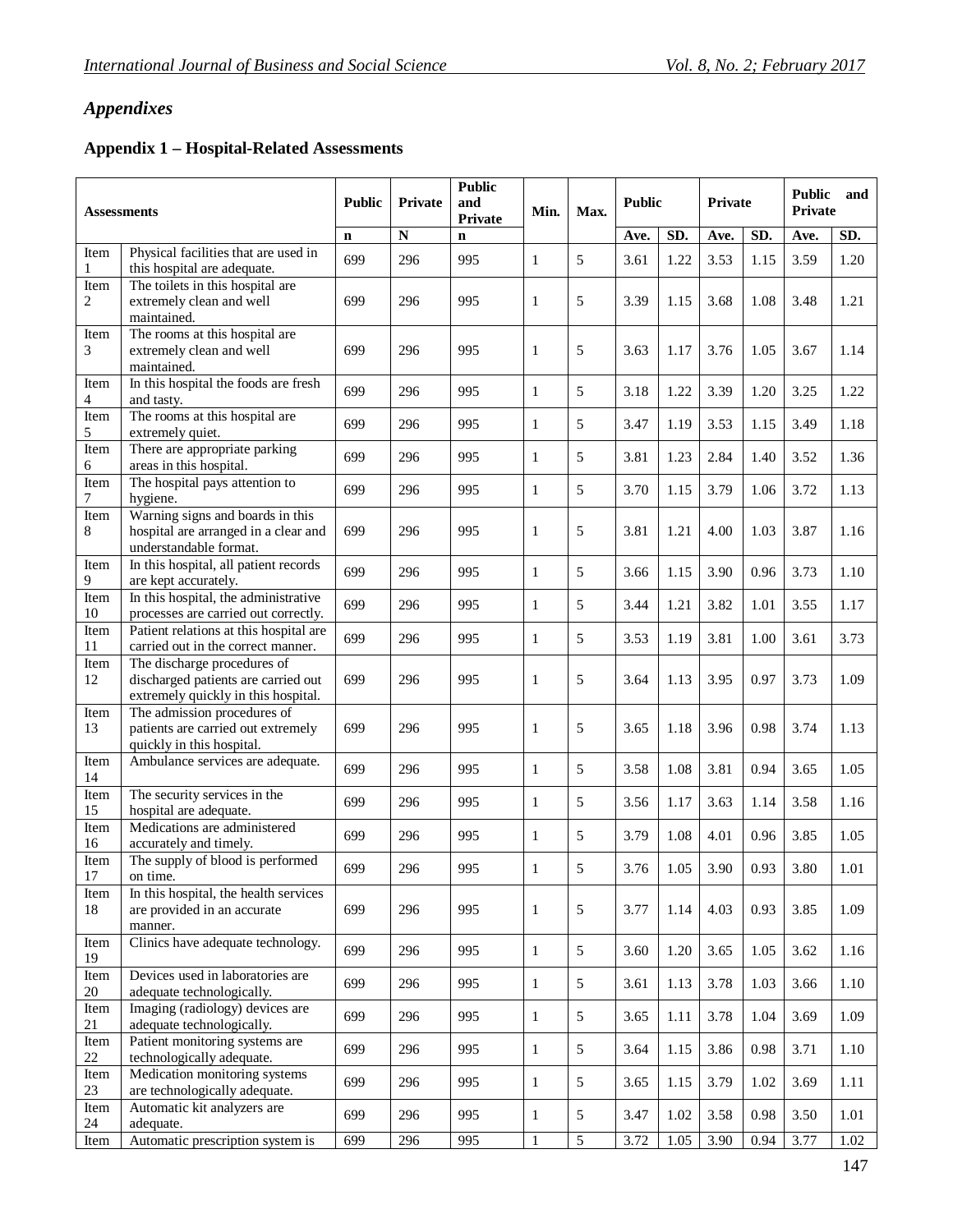## *Appendixes*

### Appendix 1 – Hospital-Related Assessments

| Assessments | | Public | Private | Public and Private | Min. | Max. | Public | | Private | | Public and Private | |
|---|---|---|---|---|---|---|---|---|---|---|---|---|
| | | n | N | n | | | Ave. | SD. | Ave. | SD. | Ave. | SD. |
| Item 1 | Physical facilities that are used in this hospital are adequate. | 699 | 296 | 995 | 1 | 5 | 3.61 | 1.22 | 3.53 | 1.15 | 3.59 | 1.20 |
| Item 2 | The toilets in this hospital are extremely clean and well maintained. | 699 | 296 | 995 | 1 | 5 | 3.39 | 1.15 | 3.68 | 1.08 | 3.48 | 1.21 |
| Item 3 | The rooms at this hospital are extremely clean and well maintained. | 699 | 296 | 995 | 1 | 5 | 3.63 | 1.17 | 3.76 | 1.05 | 3.67 | 1.14 |
| Item 4 | In this hospital the foods are fresh and tasty. | 699 | 296 | 995 | 1 | 5 | 3.18 | 1.22 | 3.39 | 1.20 | 3.25 | 1.22 |
| Item 5 | The rooms at this hospital are extremely quiet. | 699 | 296 | 995 | 1 | 5 | 3.47 | 1.19 | 3.53 | 1.15 | 3.49 | 1.18 |
| Item 6 | There are appropriate parking areas in this hospital. | 699 | 296 | 995 | 1 | 5 | 3.81 | 1.23 | 2.84 | 1.40 | 3.52 | 1.36 |
| Item 7 | The hospital pays attention to hygiene. | 699 | 296 | 995 | 1 | 5 | 3.70 | 1.15 | 3.79 | 1.06 | 3.72 | 1.13 |
| Item 8 | Warning signs and boards in this hospital are arranged in a clear and understandable format. | 699 | 296 | 995 | 1 | 5 | 3.81 | 1.21 | 4.00 | 1.03 | 3.87 | 1.16 |
| Item 9 | In this hospital, all patient records are kept accurately. | 699 | 296 | 995 | 1 | 5 | 3.66 | 1.15 | 3.90 | 0.96 | 3.73 | 1.10 |
| Item 10 | In this hospital, the administrative processes are carried out correctly. | 699 | 296 | 995 | 1 | 5 | 3.44 | 1.21 | 3.82 | 1.01 | 3.55 | 1.17 |
| Item 11 | Patient relations at this hospital are carried out in the correct manner. | 699 | 296 | 995 | 1 | 5 | 3.53 | 1.19 | 3.81 | 1.00 | 3.61 | 3.73 |
| Item 12 | The discharge procedures of discharged patients are carried out extremely quickly in this hospital. | 699 | 296 | 995 | 1 | 5 | 3.64 | 1.13 | 3.95 | 0.97 | 3.73 | 1.09 |
| Item 13 | The admission procedures of patients are carried out extremely quickly in this hospital. | 699 | 296 | 995 | 1 | 5 | 3.65 | 1.18 | 3.96 | 0.98 | 3.74 | 1.13 |
| Item 14 | Ambulance services are adequate. | 699 | 296 | 995 | 1 | 5 | 3.58 | 1.08 | 3.81 | 0.94 | 3.65 | 1.05 |
| Item 15 | The security services in the hospital are adequate. | 699 | 296 | 995 | 1 | 5 | 3.56 | 1.17 | 3.63 | 1.14 | 3.58 | 1.16 |
| Item 16 | Medications are administered accurately and timely. | 699 | 296 | 995 | 1 | 5 | 3.79 | 1.08 | 4.01 | 0.96 | 3.85 | 1.05 |
| Item 17 | The supply of blood is performed on time. | 699 | 296 | 995 | 1 | 5 | 3.76 | 1.05 | 3.90 | 0.93 | 3.80 | 1.01 |
| Item 18 | In this hospital, the health services are provided in an accurate manner. | 699 | 296 | 995 | 1 | 5 | 3.77 | 1.14 | 4.03 | 0.93 | 3.85 | 1.09 |
| Item 19 | Clinics have adequate technology. | 699 | 296 | 995 | 1 | 5 | 3.60 | 1.20 | 3.65 | 1.05 | 3.62 | 1.16 |
| Item 20 | Devices used in laboratories are adequate technologically. | 699 | 296 | 995 | 1 | 5 | 3.61 | 1.13 | 3.78 | 1.03 | 3.66 | 1.10 |
| Item 21 | Imaging (radiology) devices are adequate technologically. | 699 | 296 | 995 | 1 | 5 | 3.65 | 1.11 | 3.78 | 1.04 | 3.69 | 1.09 |
| Item 22 | Patient monitoring systems are technologically adequate. | 699 | 296 | 995 | 1 | 5 | 3.64 | 1.15 | 3.86 | 0.98 | 3.71 | 1.10 |
| Item 23 | Medication monitoring systems are technologically adequate. | 699 | 296 | 995 | 1 | 5 | 3.65 | 1.15 | 3.79 | 1.02 | 3.69 | 1.11 |
| Item 24 | Automatic kit analyzers are adequate. | 699 | 296 | 995 | 1 | 5 | 3.47 | 1.02 | 3.58 | 0.98 | 3.50 | 1.01 |
| Item | Automatic prescription system is | 699 | 296 | 995 | 1 | 5 | 3.72 | 1.05 | 3.90 | 0.94 | 3.77 | 1.02 |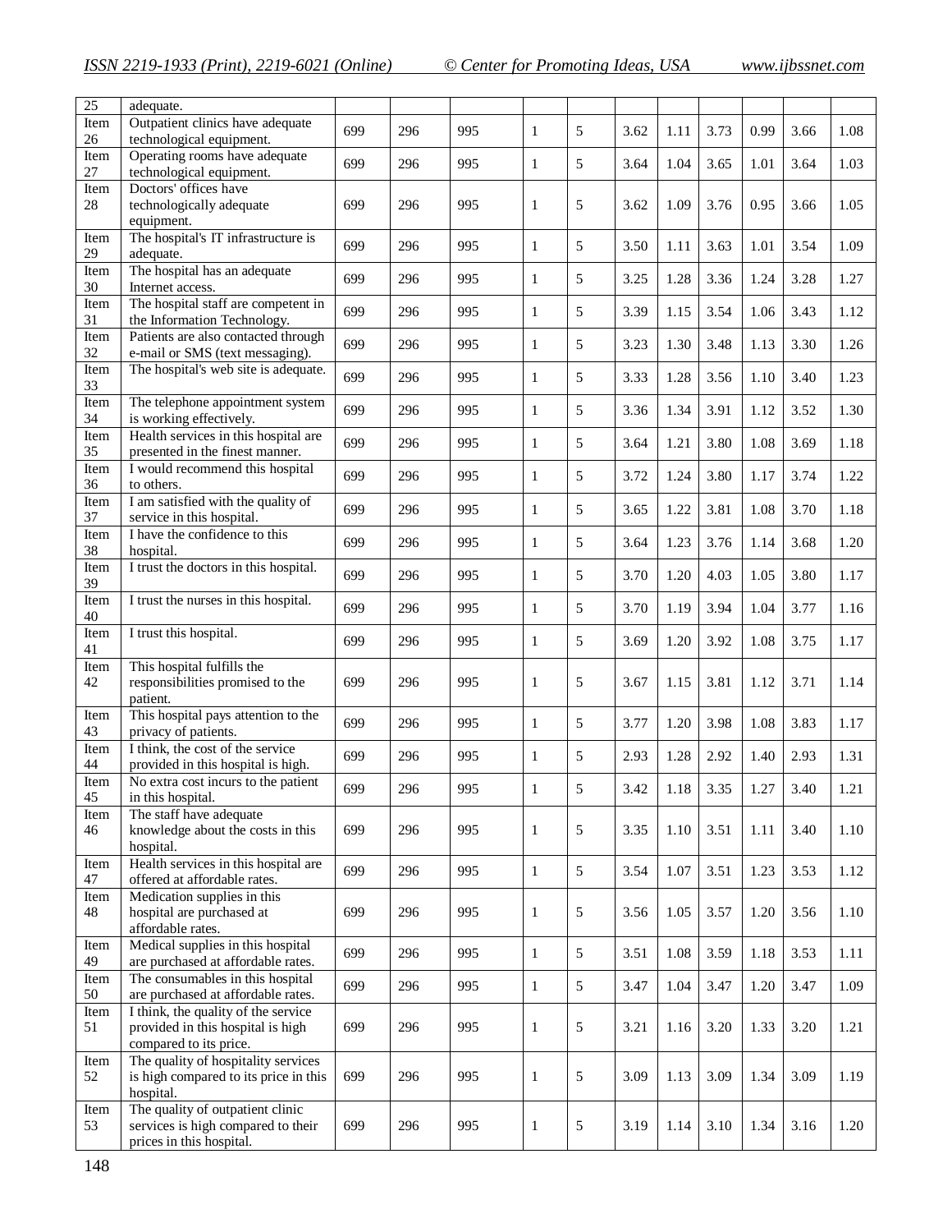| | | | | | | | | | | | | |
|---|---|---|---|---|---|---|---|---|---|---|---|---|
| 25 | adequate. | | | | | | | | | | | |
| Item 26 | Outpatient clinics have adequate technological equipment. | 699 | 296 | 995 | 1 | 5 | 3.62 | 1.11 | 3.73 | 0.99 | 3.66 | 1.08 |
| Item 27 | Operating rooms have adequate technological equipment. | 699 | 296 | 995 | 1 | 5 | 3.64 | 1.04 | 3.65 | 1.01 | 3.64 | 1.03 |
| Item 28 | Doctors' offices have technologically adequate equipment. | 699 | 296 | 995 | 1 | 5 | 3.62 | 1.09 | 3.76 | 0.95 | 3.66 | 1.05 |
| Item 29 | The hospital's IT infrastructure is adequate. | 699 | 296 | 995 | 1 | 5 | 3.50 | 1.11 | 3.63 | 1.01 | 3.54 | 1.09 |
| Item 30 | The hospital has an adequate Internet access. | 699 | 296 | 995 | 1 | 5 | 3.25 | 1.28 | 3.36 | 1.24 | 3.28 | 1.27 |
| Item 31 | The hospital staff are competent in the Information Technology. | 699 | 296 | 995 | 1 | 5 | 3.39 | 1.15 | 3.54 | 1.06 | 3.43 | 1.12 |
| Item 32 | Patients are also contacted through e-mail or SMS (text messaging). | 699 | 296 | 995 | 1 | 5 | 3.23 | 1.30 | 3.48 | 1.13 | 3.30 | 1.26 |
| Item 33 | The hospital's web site is adequate. | 699 | 296 | 995 | 1 | 5 | 3.33 | 1.28 | 3.56 | 1.10 | 3.40 | 1.23 |
| Item 34 | The telephone appointment system is working effectively. | 699 | 296 | 995 | 1 | 5 | 3.36 | 1.34 | 3.91 | 1.12 | 3.52 | 1.30 |
| Item 35 | Health services in this hospital are presented in the finest manner. | 699 | 296 | 995 | 1 | 5 | 3.64 | 1.21 | 3.80 | 1.08 | 3.69 | 1.18 |
| Item 36 | I would recommend this hospital to others. | 699 | 296 | 995 | 1 | 5 | 3.72 | 1.24 | 3.80 | 1.17 | 3.74 | 1.22 |
| Item 37 | I am satisfied with the quality of service in this hospital. | 699 | 296 | 995 | 1 | 5 | 3.65 | 1.22 | 3.81 | 1.08 | 3.70 | 1.18 |
| Item 38 | I have the confidence to this hospital. | 699 | 296 | 995 | 1 | 5 | 3.64 | 1.23 | 3.76 | 1.14 | 3.68 | 1.20 |
| Item 39 | I trust the doctors in this hospital. | 699 | 296 | 995 | 1 | 5 | 3.70 | 1.20 | 4.03 | 1.05 | 3.80 | 1.17 |
| Item 40 | I trust the nurses in this hospital. | 699 | 296 | 995 | 1 | 5 | 3.70 | 1.19 | 3.94 | 1.04 | 3.77 | 1.16 |
| Item 41 | I trust this hospital. | 699 | 296 | 995 | 1 | 5 | 3.69 | 1.20 | 3.92 | 1.08 | 3.75 | 1.17 |
| Item 42 | This hospital fulfills the responsibilities promised to the patient. | 699 | 296 | 995 | 1 | 5 | 3.67 | 1.15 | 3.81 | 1.12 | 3.71 | 1.14 |
| Item 43 | This hospital pays attention to the privacy of patients. | 699 | 296 | 995 | 1 | 5 | 3.77 | 1.20 | 3.98 | 1.08 | 3.83 | 1.17 |
| Item 44 | I think, the cost of the service provided in this hospital is high. | 699 | 296 | 995 | 1 | 5 | 2.93 | 1.28 | 2.92 | 1.40 | 2.93 | 1.31 |
| Item 45 | No extra cost incurs to the patient in this hospital. | 699 | 296 | 995 | 1 | 5 | 3.42 | 1.18 | 3.35 | 1.27 | 3.40 | 1.21 |
| Item 46 | The staff have adequate knowledge about the costs in this hospital. | 699 | 296 | 995 | 1 | 5 | 3.35 | 1.10 | 3.51 | 1.11 | 3.40 | 1.10 |
| Item 47 | Health services in this hospital are offered at affordable rates. | 699 | 296 | 995 | 1 | 5 | 3.54 | 1.07 | 3.51 | 1.23 | 3.53 | 1.12 |
| Item 48 | Medication supplies in this hospital are purchased at affordable rates. | 699 | 296 | 995 | 1 | 5 | 3.56 | 1.05 | 3.57 | 1.20 | 3.56 | 1.10 |
| Item 49 | Medical supplies in this hospital are purchased at affordable rates. | 699 | 296 | 995 | 1 | 5 | 3.51 | 1.08 | 3.59 | 1.18 | 3.53 | 1.11 |
| Item 50 | The consumables in this hospital are purchased at affordable rates. | 699 | 296 | 995 | 1 | 5 | 3.47 | 1.04 | 3.47 | 1.20 | 3.47 | 1.09 |
| Item 51 | I think, the quality of the service provided in this hospital is high compared to its price. | 699 | 296 | 995 | 1 | 5 | 3.21 | 1.16 | 3.20 | 1.33 | 3.20 | 1.21 |
| Item 52 | The quality of hospitality services is high compared to its price in this hospital. | 699 | 296 | 995 | 1 | 5 | 3.09 | 1.13 | 3.09 | 1.34 | 3.09 | 1.19 |
| Item 53 | The quality of outpatient clinic services is high compared to their prices in this hospital. | 699 | 296 | 995 | 1 | 5 | 3.19 | 1.14 | 3.10 | 1.34 | 3.16 | 1.20 |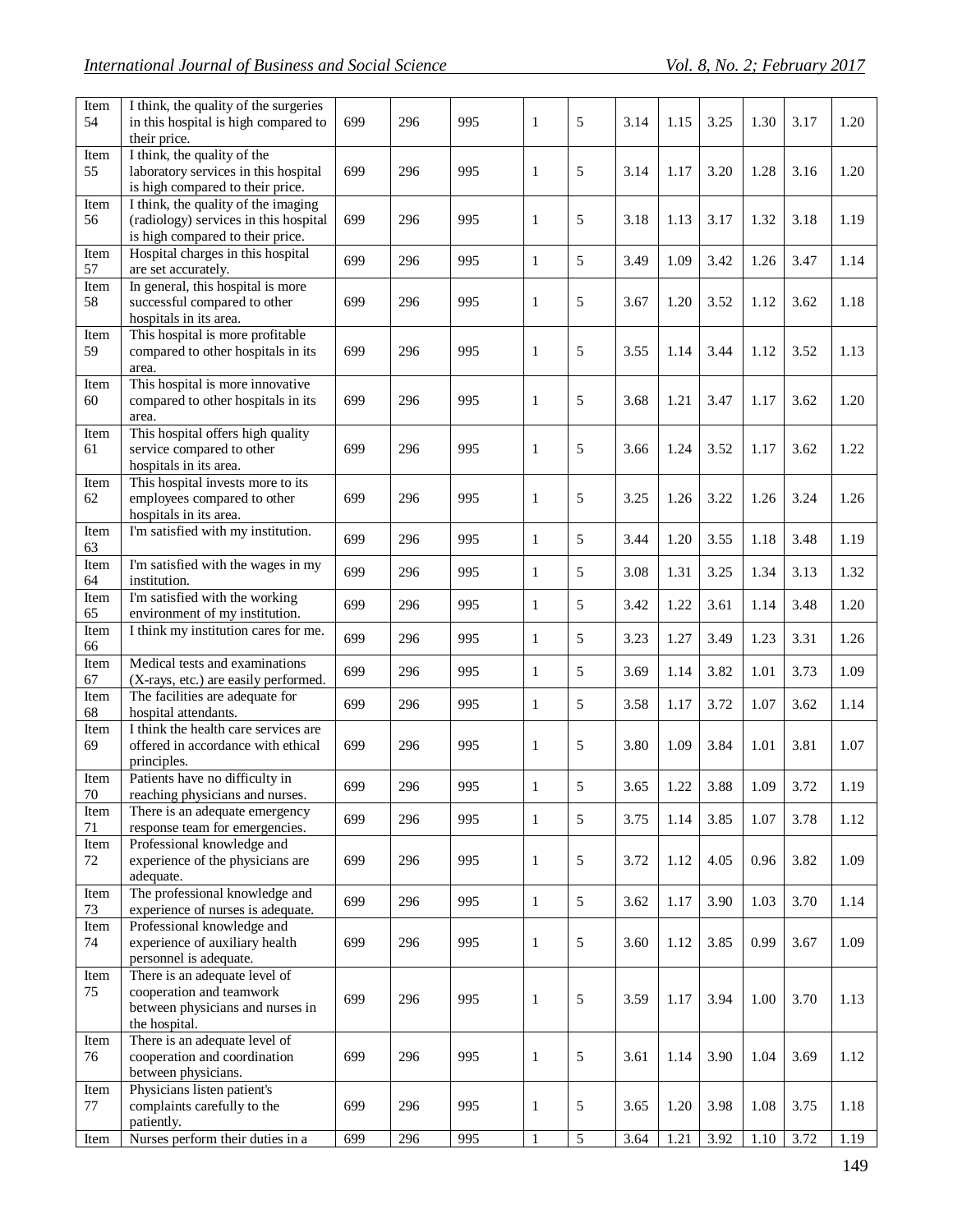| | | | | | | | | | | | | |
|---|---|---|---|---|---|---|---|---|---|---|---|---|
| Item 54 | I think, the quality of the surgeries in this hospital is high compared to their price. | 699 | 296 | 995 | 1 | 5 | 3.14 | 1.15 | 3.25 | 1.30 | 3.17 | 1.20 |
| Item 55 | I think, the quality of the laboratory services in this hospital is high compared to their price. | 699 | 296 | 995 | 1 | 5 | 3.14 | 1.17 | 3.20 | 1.28 | 3.16 | 1.20 |
| Item 56 | I think, the quality of the imaging (radiology) services in this hospital is high compared to their price. | 699 | 296 | 995 | 1 | 5 | 3.18 | 1.13 | 3.17 | 1.32 | 3.18 | 1.19 |
| Item 57 | Hospital charges in this hospital are set accurately. | 699 | 296 | 995 | 1 | 5 | 3.49 | 1.09 | 3.42 | 1.26 | 3.47 | 1.14 |
| Item 58 | In general, this hospital is more successful compared to other hospitals in its area. | 699 | 296 | 995 | 1 | 5 | 3.67 | 1.20 | 3.52 | 1.12 | 3.62 | 1.18 |
| Item 59 | This hospital is more profitable compared to other hospitals in its area. | 699 | 296 | 995 | 1 | 5 | 3.55 | 1.14 | 3.44 | 1.12 | 3.52 | 1.13 |
| Item 60 | This hospital is more innovative compared to other hospitals in its area. | 699 | 296 | 995 | 1 | 5 | 3.68 | 1.21 | 3.47 | 1.17 | 3.62 | 1.20 |
| Item 61 | This hospital offers high quality service compared to other hospitals in its area. | 699 | 296 | 995 | 1 | 5 | 3.66 | 1.24 | 3.52 | 1.17 | 3.62 | 1.22 |
| Item 62 | This hospital invests more to its employees compared to other hospitals in its area. | 699 | 296 | 995 | 1 | 5 | 3.25 | 1.26 | 3.22 | 1.26 | 3.24 | 1.26 |
| Item 63 | I'm satisfied with my institution. | 699 | 296 | 995 | 1 | 5 | 3.44 | 1.20 | 3.55 | 1.18 | 3.48 | 1.19 |
| Item 64 | I'm satisfied with the wages in my institution. | 699 | 296 | 995 | 1 | 5 | 3.08 | 1.31 | 3.25 | 1.34 | 3.13 | 1.32 |
| Item 65 | I'm satisfied with the working environment of my institution. | 699 | 296 | 995 | 1 | 5 | 3.42 | 1.22 | 3.61 | 1.14 | 3.48 | 1.20 |
| Item 66 | I think my institution cares for me. | 699 | 296 | 995 | 1 | 5 | 3.23 | 1.27 | 3.49 | 1.23 | 3.31 | 1.26 |
| Item 67 | Medical tests and examinations (X-rays, etc.) are easily performed. | 699 | 296 | 995 | 1 | 5 | 3.69 | 1.14 | 3.82 | 1.01 | 3.73 | 1.09 |
| Item 68 | The facilities are adequate for hospital attendants. | 699 | 296 | 995 | 1 | 5 | 3.58 | 1.17 | 3.72 | 1.07 | 3.62 | 1.14 |
| Item 69 | I think the health care services are offered in accordance with ethical principles. | 699 | 296 | 995 | 1 | 5 | 3.80 | 1.09 | 3.84 | 1.01 | 3.81 | 1.07 |
| Item 70 | Patients have no difficulty in reaching physicians and nurses. | 699 | 296 | 995 | 1 | 5 | 3.65 | 1.22 | 3.88 | 1.09 | 3.72 | 1.19 |
| Item 71 | There is an adequate emergency response team for emergencies. | 699 | 296 | 995 | 1 | 5 | 3.75 | 1.14 | 3.85 | 1.07 | 3.78 | 1.12 |
| Item 72 | Professional knowledge and experience of the physicians are adequate. | 699 | 296 | 995 | 1 | 5 | 3.72 | 1.12 | 4.05 | 0.96 | 3.82 | 1.09 |
| Item 73 | The professional knowledge and experience of nurses is adequate. | 699 | 296 | 995 | 1 | 5 | 3.62 | 1.17 | 3.90 | 1.03 | 3.70 | 1.14 |
| Item 74 | Professional knowledge and experience of auxiliary health personnel is adequate. | 699 | 296 | 995 | 1 | 5 | 3.60 | 1.12 | 3.85 | 0.99 | 3.67 | 1.09 |
| Item 75 | There is an adequate level of cooperation and teamwork between physicians and nurses in the hospital. | 699 | 296 | 995 | 1 | 5 | 3.59 | 1.17 | 3.94 | 1.00 | 3.70 | 1.13 |
| Item 76 | There is an adequate level of cooperation and coordination between physicians. | 699 | 296 | 995 | 1 | 5 | 3.61 | 1.14 | 3.90 | 1.04 | 3.69 | 1.12 |
| Item 77 | Physicians listen patient's complaints carefully to the patiently. | 699 | 296 | 995 | 1 | 5 | 3.65 | 1.20 | 3.98 | 1.08 | 3.75 | 1.18 |
| Item | Nurses perform their duties in a | 699 | 296 | 995 | 1 | 5 | 3.64 | 1.21 | 3.92 | 1.10 | 3.72 | 1.19 |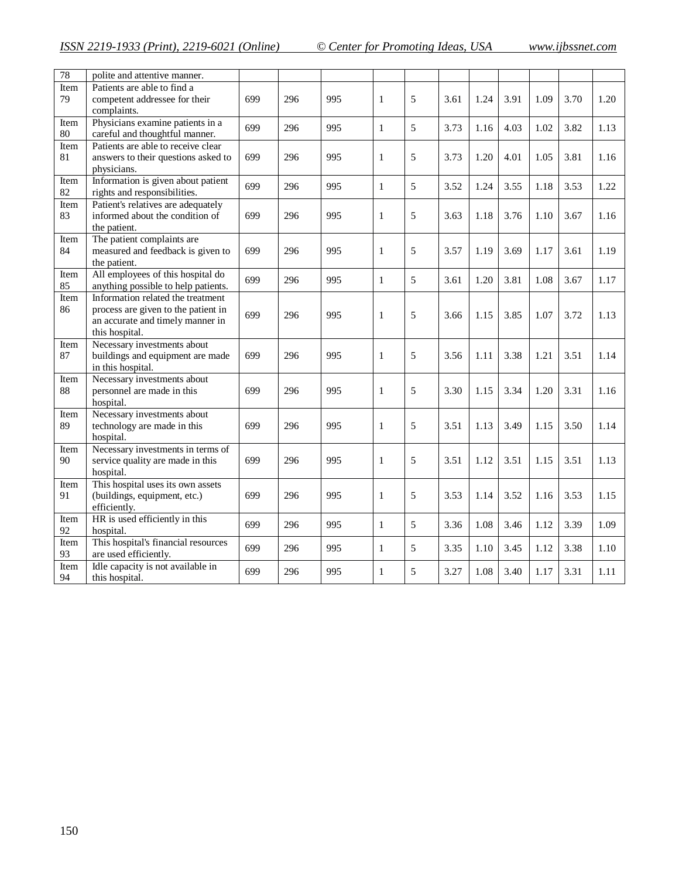| | | | | | | | | | | | | |
|---|---|---|---|---|---|---|---|---|---|---|---|---|
| 78 | polite and attentive manner. | | | | | | | | | | | |
| Item 79 | Patients are able to find a competent addressee for their complaints. | 699 | 296 | 995 | 1 | 5 | 3.61 | 1.24 | 3.91 | 1.09 | 3.70 | 1.20 |
| Item 80 | Physicians examine patients in a careful and thoughtful manner. | 699 | 296 | 995 | 1 | 5 | 3.73 | 1.16 | 4.03 | 1.02 | 3.82 | 1.13 |
| Item 81 | Patients are able to receive clear answers to their questions asked to physicians. | 699 | 296 | 995 | 1 | 5 | 3.73 | 1.20 | 4.01 | 1.05 | 3.81 | 1.16 |
| Item 82 | Information is given about patient rights and responsibilities. | 699 | 296 | 995 | 1 | 5 | 3.52 | 1.24 | 3.55 | 1.18 | 3.53 | 1.22 |
| Item 83 | Patient's relatives are adequately informed about the condition of the patient. | 699 | 296 | 995 | 1 | 5 | 3.63 | 1.18 | 3.76 | 1.10 | 3.67 | 1.16 |
| Item 84 | The patient complaints are measured and feedback is given to the patient. | 699 | 296 | 995 | 1 | 5 | 3.57 | 1.19 | 3.69 | 1.17 | 3.61 | 1.19 |
| Item 85 | All employees of this hospital do anything possible to help patients. | 699 | 296 | 995 | 1 | 5 | 3.61 | 1.20 | 3.81 | 1.08 | 3.67 | 1.17 |
| Item 86 | Information related the treatment process are given to the patient in an accurate and timely manner in this hospital. | 699 | 296 | 995 | 1 | 5 | 3.66 | 1.15 | 3.85 | 1.07 | 3.72 | 1.13 |
| Item 87 | Necessary investments about buildings and equipment are made in this hospital. | 699 | 296 | 995 | 1 | 5 | 3.56 | 1.11 | 3.38 | 1.21 | 3.51 | 1.14 |
| Item 88 | Necessary investments about personnel are made in this hospital. | 699 | 296 | 995 | 1 | 5 | 3.30 | 1.15 | 3.34 | 1.20 | 3.31 | 1.16 |
| Item 89 | Necessary investments about technology are made in this hospital. | 699 | 296 | 995 | 1 | 5 | 3.51 | 1.13 | 3.49 | 1.15 | 3.50 | 1.14 |
| Item 90 | Necessary investments in terms of service quality are made in this hospital. | 699 | 296 | 995 | 1 | 5 | 3.51 | 1.12 | 3.51 | 1.15 | 3.51 | 1.13 |
| Item 91 | This hospital uses its own assets (buildings, equipment, etc.) efficiently. | 699 | 296 | 995 | 1 | 5 | 3.53 | 1.14 | 3.52 | 1.16 | 3.53 | 1.15 |
| Item 92 | HR is used efficiently in this hospital. | 699 | 296 | 995 | 1 | 5 | 3.36 | 1.08 | 3.46 | 1.12 | 3.39 | 1.09 |
| Item 93 | This hospital's financial resources are used efficiently. | 699 | 296 | 995 | 1 | 5 | 3.35 | 1.10 | 3.45 | 1.12 | 3.38 | 1.10 |
| Item 94 | Idle capacity is not available in this hospital. | 699 | 296 | 995 | 1 | 5 | 3.27 | 1.08 | 3.40 | 1.17 | 3.31 | 1.11 |